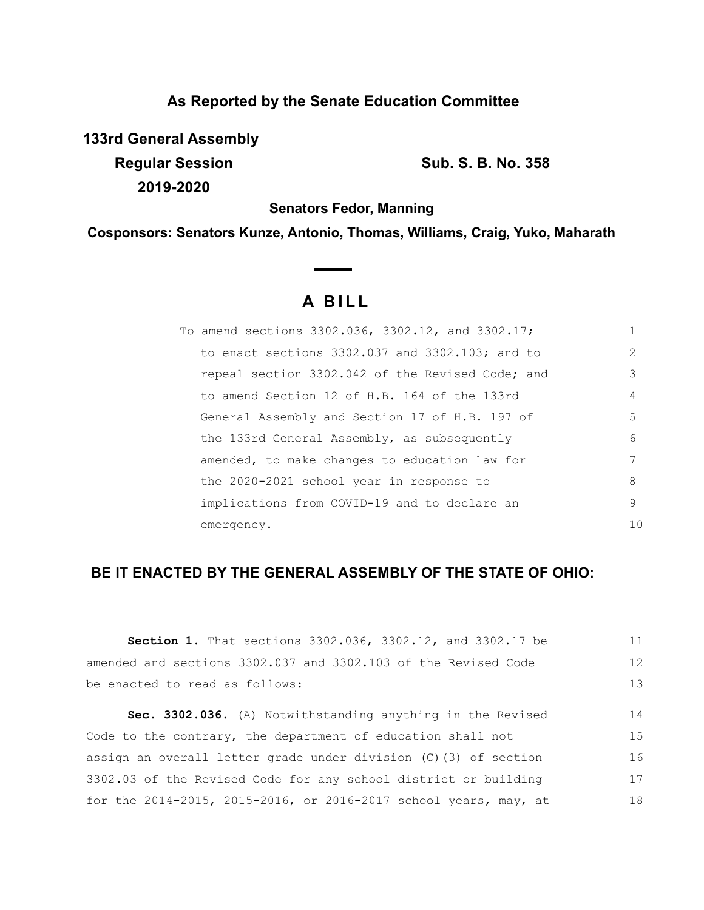**As Reported by the Senate Education Committee**

**133rd General Assembly**

**Regular Session** **Sub. S. B. No. 358**

**2019-2020**

**Senators Fedor, Manning**

**Cosponsors: Senators Kunze, Antonio, Thomas, Williams, Craig, Yuko, Maharath**

# A BILL

To amend sections 3302.036, 3302.12, and 3302.17; to enact sections 3302.037 and 3302.103; and to repeal section 3302.042 of the Revised Code; and to amend Section 12 of H.B. 164 of the 133rd General Assembly and Section 17 of H.B. 197 of the 133rd General Assembly, as subsequently amended, to make changes to education law for the 2020-2021 school year in response to implications from COVID-19 and to declare an emergency.

## BE IT ENACTED BY THE GENERAL ASSEMBLY OF THE STATE OF OHIO:

**Section 1.** That sections 3302.036, 3302.12, and 3302.17 be amended and sections 3302.037 and 3302.103 of the Revised Code be enacted to read as follows:

**Sec. 3302.036.** (A) Notwithstanding anything in the Revised Code to the contrary, the department of education shall not assign an overall letter grade under division (C)(3) of section 3302.03 of the Revised Code for any school district or building for the 2014-2015, 2015-2016, or 2016-2017 school years, may, at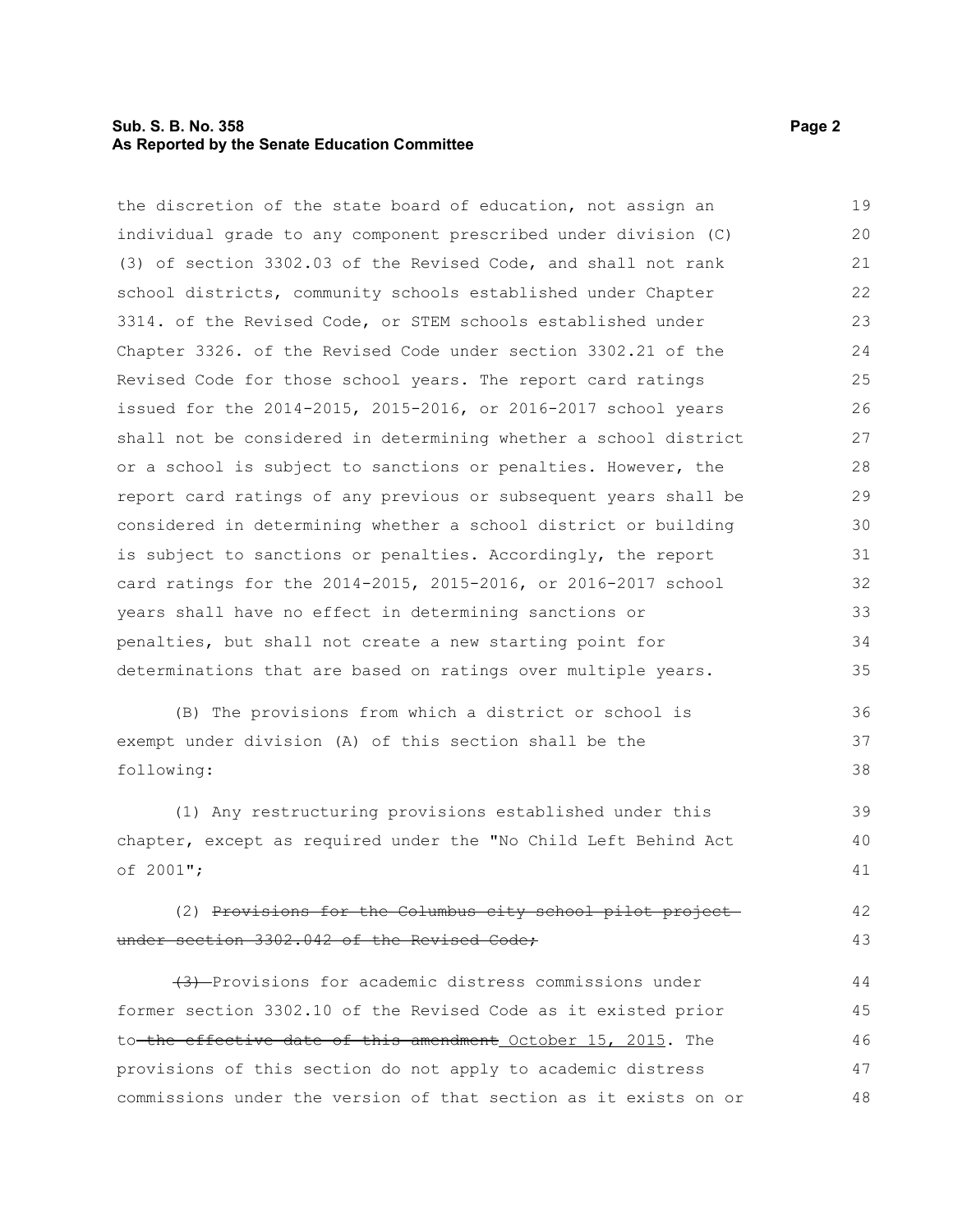the discretion of the state board of education, not assign an individual grade to any component prescribed under division (C) (3) of section 3302.03 of the Revised Code, and shall not rank school districts, community schools established under Chapter 3314. of the Revised Code, or STEM schools established under Chapter 3326. of the Revised Code under section 3302.21 of the Revised Code for those school years. The report card ratings issued for the 2014-2015, 2015-2016, or 2016-2017 school years shall not be considered in determining whether a school district or a school is subject to sanctions or penalties. However, the report card ratings of any previous or subsequent years shall be considered in determining whether a school district or building is subject to sanctions or penalties. Accordingly, the report card ratings for the 2014-2015, 2015-2016, or 2016-2017 school years shall have no effect in determining sanctions or penalties, but shall not create a new starting point for determinations that are based on ratings over multiple years.

(B) The provisions from which a district or school is exempt under division (A) of this section shall be the following:

(1) Any restructuring provisions established under this chapter, except as required under the "No Child Left Behind Act of 2001";

(2) ~~Provisions for the Columbus city school pilot project under section 3302.042 of the Revised Code;~~

~~(3)~~ Provisions for academic distress commissions under former section 3302.10 of the Revised Code as it existed prior to ~~the effective date of this amendment~~ October 15, 2015. The provisions of this section do not apply to academic distress commissions under the version of that section as it exists on or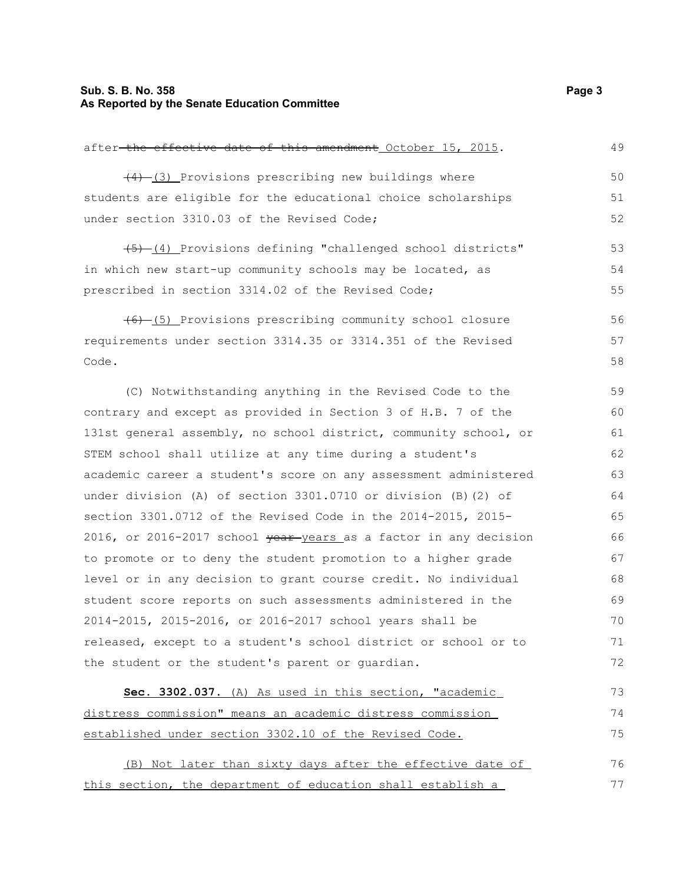after the effective date of this amendment October 15, 2015.

(4) (3) Provisions prescribing new buildings where students are eligible for the educational choice scholarships under section 3310.03 of the Revised Code;

(5) (4) Provisions defining "challenged school districts" in which new start-up community schools may be located, as prescribed in section 3314.02 of the Revised Code;

(6) (5) Provisions prescribing community school closure requirements under section 3314.35 or 3314.351 of the Revised Code.

(C) Notwithstanding anything in the Revised Code to the contrary and except as provided in Section 3 of H.B. 7 of the 131st general assembly, no school district, community school, or STEM school shall utilize at any time during a student's academic career a student's score on any assessment administered under division (A) of section 3301.0710 or division (B)(2) of section 3301.0712 of the Revised Code in the 2014-2015, 2015-2016, or 2016-2017 school year years as a factor in any decision to promote or to deny the student promotion to a higher grade level or in any decision to grant course credit. No individual student score reports on such assessments administered in the 2014-2015, 2015-2016, or 2016-2017 school years shall be released, except to a student's school district or school or to the student or the student's parent or guardian.

**Sec. 3302.037.** (A) As used in this section, "academic distress commission" means an academic distress commission established under section 3302.10 of the Revised Code.

(B) Not later than sixty days after the effective date of this section, the department of education shall establish a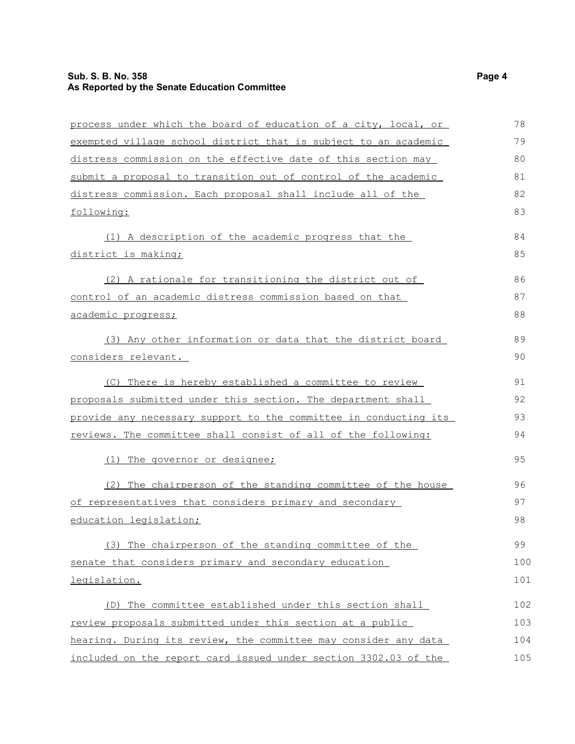process under which the board of education of a city, local, or exempted village school district that is subject to an academic distress commission on the effective date of this section may submit a proposal to transition out of control of the academic distress commission. Each proposal shall include all of the following:

(1) A description of the academic progress that the district is making;

(2) A rationale for transitioning the district out of control of an academic distress commission based on that academic progress;

(3) Any other information or data that the district board considers relevant.

(C) There is hereby established a committee to review proposals submitted under this section. The department shall provide any necessary support to the committee in conducting its reviews. The committee shall consist of all of the following:

(1) The governor or designee;

(2) The chairperson of the standing committee of the house of representatives that considers primary and secondary education legislation;

(3) The chairperson of the standing committee of the senate that considers primary and secondary education legislation.

(D) The committee established under this section shall review proposals submitted under this section at a public hearing. During its review, the committee may consider any data included on the report card issued under section 3302.03 of the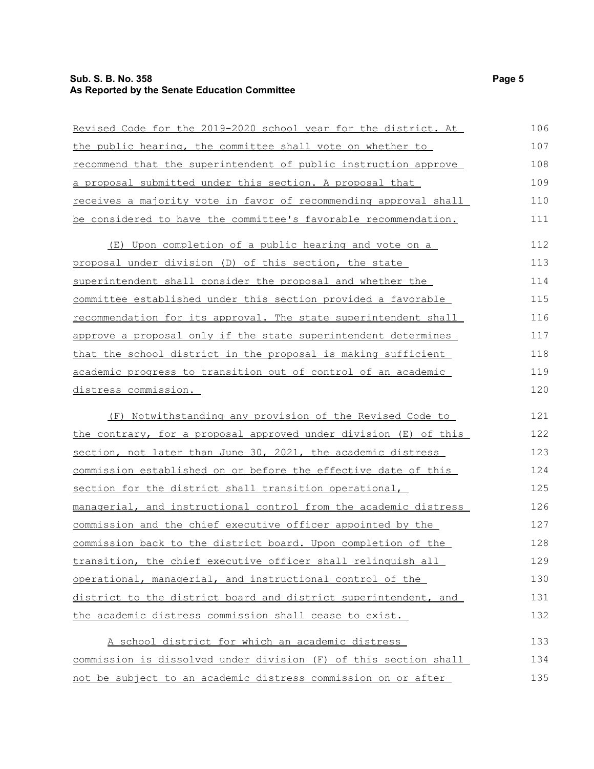Revised Code for the 2019-2020 school year for the district. At the public hearing, the committee shall vote on whether to recommend that the superintendent of public instruction approve a proposal submitted under this section. A proposal that receives a majority vote in favor of recommending approval shall be considered to have the committee's favorable recommendation.

(E) Upon completion of a public hearing and vote on a proposal under division (D) of this section, the state superintendent shall consider the proposal and whether the committee established under this section provided a favorable recommendation for its approval. The state superintendent shall approve a proposal only if the state superintendent determines that the school district in the proposal is making sufficient academic progress to transition out of control of an academic distress commission.

(F) Notwithstanding any provision of the Revised Code to the contrary, for a proposal approved under division (E) of this section, not later than June 30, 2021, the academic distress commission established on or before the effective date of this section for the district shall transition operational, managerial, and instructional control from the academic distress commission and the chief executive officer appointed by the commission back to the district board. Upon completion of the transition, the chief executive officer shall relinquish all operational, managerial, and instructional control of the district to the district board and district superintendent, and the academic distress commission shall cease to exist.

A school district for which an academic distress commission is dissolved under division (F) of this section shall not be subject to an academic distress commission on or after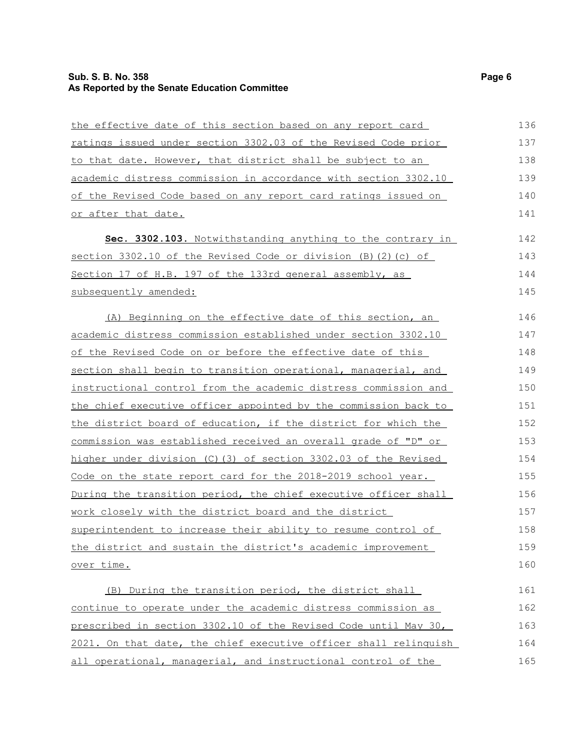the effective date of this section based on any report card ratings issued under section 3302.03 of the Revised Code prior to that date. However, that district shall be subject to an academic distress commission in accordance with section 3302.10 of the Revised Code based on any report card ratings issued on or after that date.

**Sec. 3302.103.** Notwithstanding anything to the contrary in section 3302.10 of the Revised Code or division (B)(2)(c) of Section 17 of H.B. 197 of the 133rd general assembly, as subsequently amended:

(A) Beginning on the effective date of this section, an academic distress commission established under section 3302.10 of the Revised Code on or before the effective date of this section shall begin to transition operational, managerial, and instructional control from the academic distress commission and the chief executive officer appointed by the commission back to the district board of education, if the district for which the commission was established received an overall grade of "D" or higher under division (C)(3) of section 3302.03 of the Revised Code on the state report card for the 2018-2019 school year. During the transition period, the chief executive officer shall work closely with the district board and the district superintendent to increase their ability to resume control of the district and sustain the district's academic improvement over time.

(B) During the transition period, the district shall continue to operate under the academic distress commission as prescribed in section 3302.10 of the Revised Code until May 30, 2021. On that date, the chief executive officer shall relinquish all operational, managerial, and instructional control of the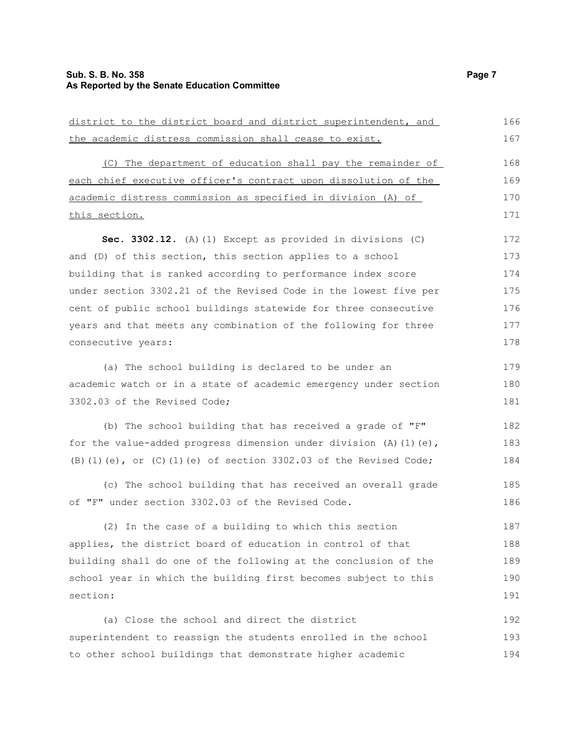district to the district board and district superintendent, and the academic distress commission shall cease to exist.

(C) The department of education shall pay the remainder of each chief executive officer's contract upon dissolution of the academic distress commission as specified in division (A) of this section.

**Sec. 3302.12.** (A)(1) Except as provided in divisions (C) and (D) of this section, this section applies to a school building that is ranked according to performance index score under section 3302.21 of the Revised Code in the lowest five per cent of public school buildings statewide for three consecutive years and that meets any combination of the following for three consecutive years:

(a) The school building is declared to be under an academic watch or in a state of academic emergency under section 3302.03 of the Revised Code;

(b) The school building that has received a grade of "F" for the value-added progress dimension under division (A)(1)(e), (B)(1)(e), or (C)(1)(e) of section 3302.03 of the Revised Code;

(c) The school building that has received an overall grade of "F" under section 3302.03 of the Revised Code.

(2) In the case of a building to which this section applies, the district board of education in control of that building shall do one of the following at the conclusion of the school year in which the building first becomes subject to this section:

(a) Close the school and direct the district superintendent to reassign the students enrolled in the school to other school buildings that demonstrate higher academic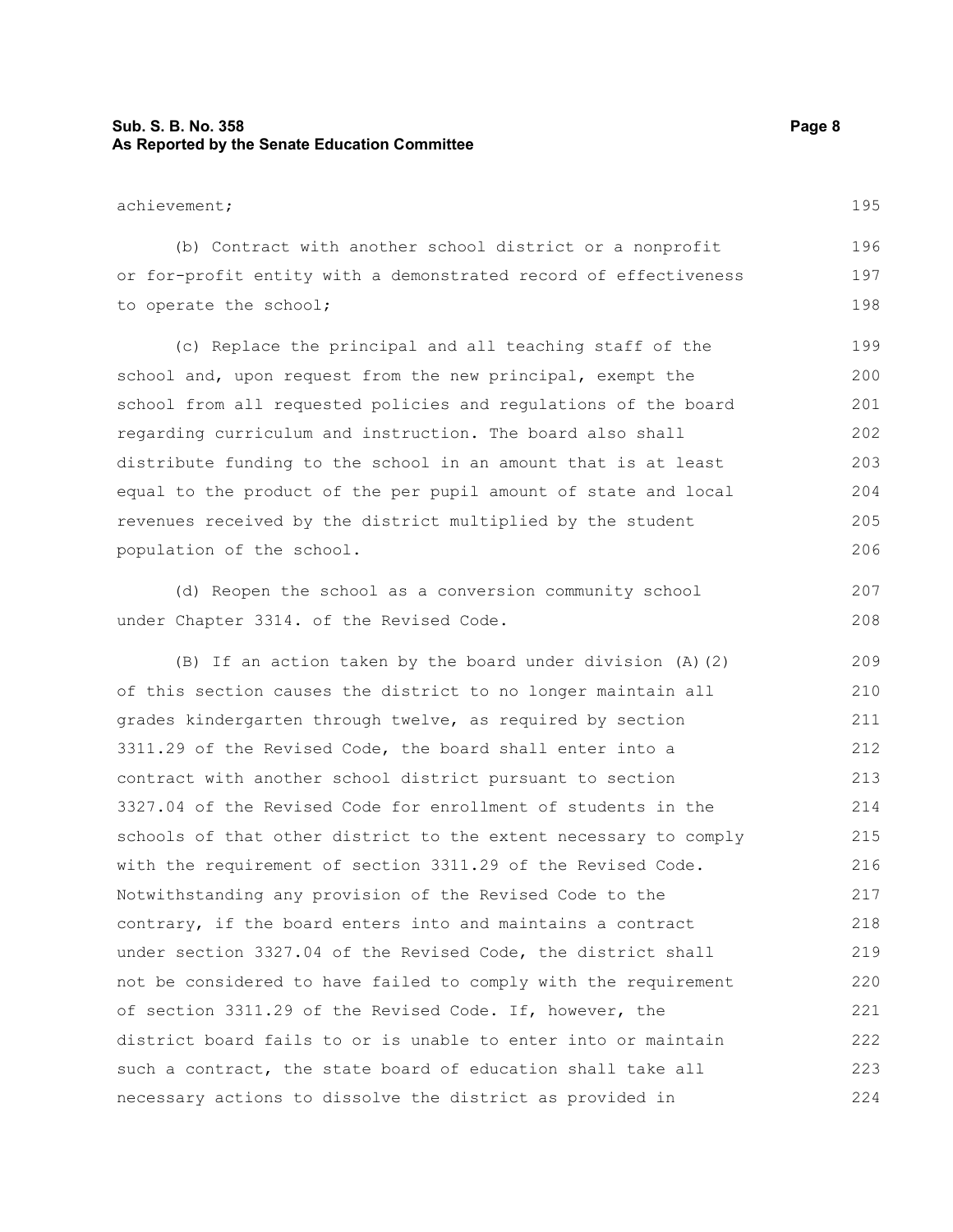achievement;

(b) Contract with another school district or a nonprofit or for-profit entity with a demonstrated record of effectiveness to operate the school;

(c) Replace the principal and all teaching staff of the school and, upon request from the new principal, exempt the school from all requested policies and regulations of the board regarding curriculum and instruction. The board also shall distribute funding to the school in an amount that is at least equal to the product of the per pupil amount of state and local revenues received by the district multiplied by the student population of the school.

(d) Reopen the school as a conversion community school under Chapter 3314. of the Revised Code.

(B) If an action taken by the board under division (A)(2) of this section causes the district to no longer maintain all grades kindergarten through twelve, as required by section 3311.29 of the Revised Code, the board shall enter into a contract with another school district pursuant to section 3327.04 of the Revised Code for enrollment of students in the schools of that other district to the extent necessary to comply with the requirement of section 3311.29 of the Revised Code. Notwithstanding any provision of the Revised Code to the contrary, if the board enters into and maintains a contract under section 3327.04 of the Revised Code, the district shall not be considered to have failed to comply with the requirement of section 3311.29 of the Revised Code. If, however, the district board fails to or is unable to enter into or maintain such a contract, the state board of education shall take all necessary actions to dissolve the district as provided in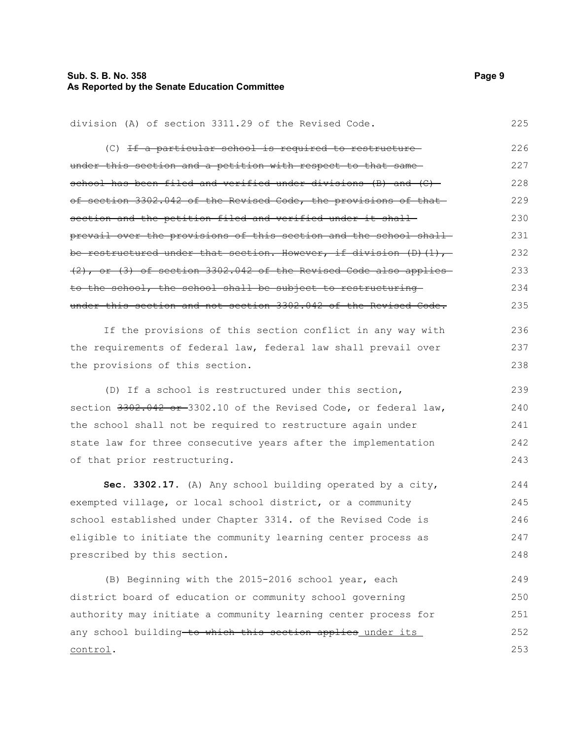division (A) of section 3311.29 of the Revised Code.

(C) ~~If a particular school is required to restructure under this section and a petition with respect to that same school has been filed and verified under divisions (B) and (C) of section 3302.042 of the Revised Code, the provisions of that section and the petition filed and verified under it shall prevail over the provisions of this section and the school shall be restructured under that section. However, if division (D)(1), (2), or (3) of section 3302.042 of the Revised Code also applies to the school, the school shall be subject to restructuring under this section and not section 3302.042 of the Revised Code.~~

If the provisions of this section conflict in any way with the requirements of federal law, federal law shall prevail over the provisions of this section.

(D) If a school is restructured under this section, section ~~3302.042 or~~ 3302.10 of the Revised Code, or federal law, the school shall not be required to restructure again under state law for three consecutive years after the implementation of that prior restructuring.

**Sec. 3302.17.** (A) Any school building operated by a city, exempted village, or local school district, or a community school established under Chapter 3314. of the Revised Code is eligible to initiate the community learning center process as prescribed by this section.

(B) Beginning with the 2015-2016 school year, each district board of education or community school governing authority may initiate a community learning center process for any school building ~~to which this section applies~~ <u>under its control</u>.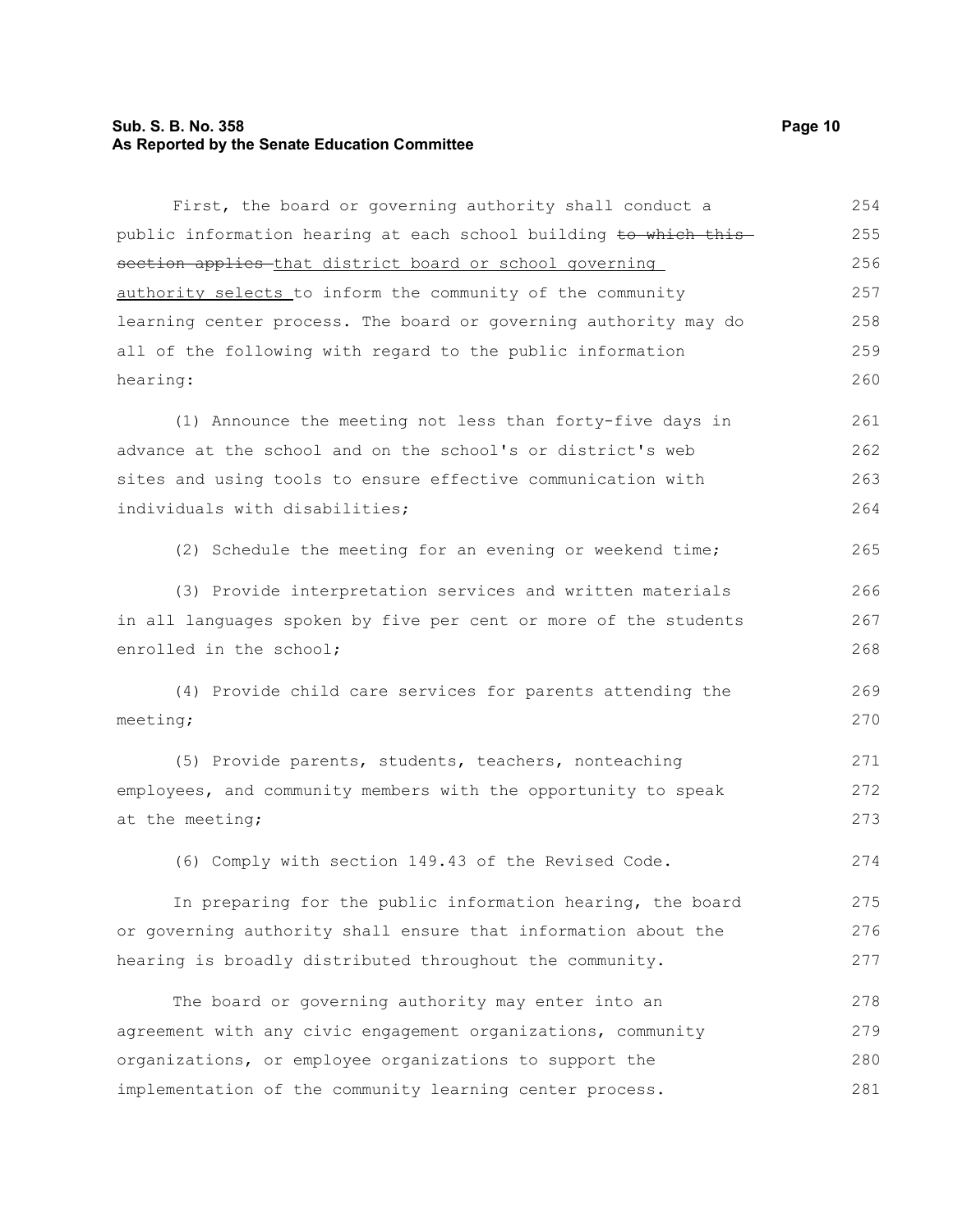First, the board or governing authority shall conduct a public information hearing at each school building ~~to which this section applies~~ that district board or school governing authority selects to inform the community of the community learning center process. The board or governing authority may do all of the following with regard to the public information hearing:

(1) Announce the meeting not less than forty-five days in advance at the school and on the school's or district's web sites and using tools to ensure effective communication with individuals with disabilities;

(2) Schedule the meeting for an evening or weekend time;

(3) Provide interpretation services and written materials in all languages spoken by five per cent or more of the students enrolled in the school;

(4) Provide child care services for parents attending the meeting;

(5) Provide parents, students, teachers, nonteaching employees, and community members with the opportunity to speak at the meeting;

(6) Comply with section 149.43 of the Revised Code.

In preparing for the public information hearing, the board or governing authority shall ensure that information about the hearing is broadly distributed throughout the community.

The board or governing authority may enter into an agreement with any civic engagement organizations, community organizations, or employee organizations to support the implementation of the community learning center process.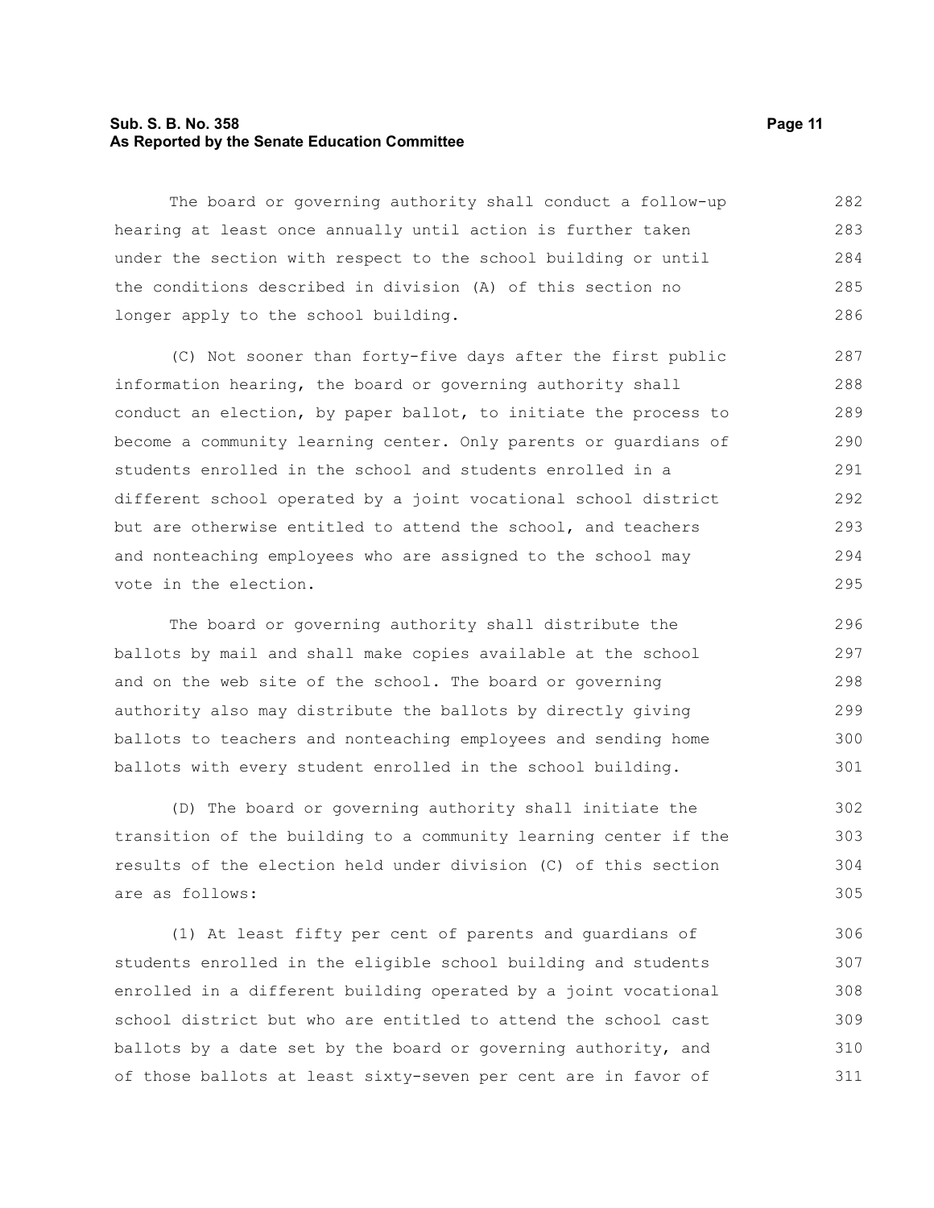The board or governing authority shall conduct a follow-up hearing at least once annually until action is further taken under the section with respect to the school building or until the conditions described in division (A) of this section no longer apply to the school building.

(C) Not sooner than forty-five days after the first public information hearing, the board or governing authority shall conduct an election, by paper ballot, to initiate the process to become a community learning center. Only parents or guardians of students enrolled in the school and students enrolled in a different school operated by a joint vocational school district but are otherwise entitled to attend the school, and teachers and nonteaching employees who are assigned to the school may vote in the election.

The board or governing authority shall distribute the ballots by mail and shall make copies available at the school and on the web site of the school. The board or governing authority also may distribute the ballots by directly giving ballots to teachers and nonteaching employees and sending home ballots with every student enrolled in the school building.

(D) The board or governing authority shall initiate the transition of the building to a community learning center if the results of the election held under division (C) of this section are as follows:

(1) At least fifty per cent of parents and guardians of students enrolled in the eligible school building and students enrolled in a different building operated by a joint vocational school district but who are entitled to attend the school cast ballots by a date set by the board or governing authority, and of those ballots at least sixty-seven per cent are in favor of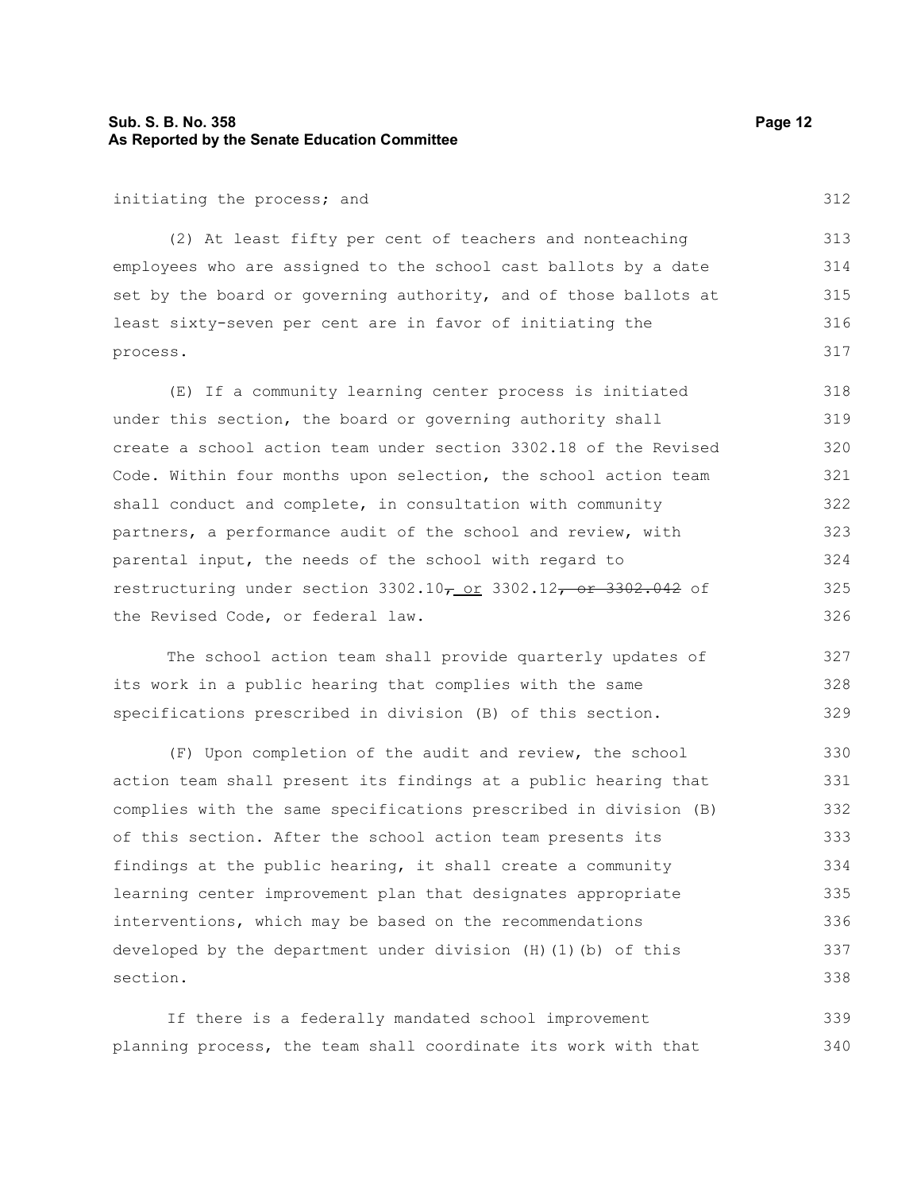initiating the process; and

(2) At least fifty per cent of teachers and nonteaching employees who are assigned to the school cast ballots by a date set by the board or governing authority, and of those ballots at least sixty-seven per cent are in favor of initiating the process.

(E) If a community learning center process is initiated under this section, the board or governing authority shall create a school action team under section 3302.18 of the Revised Code. Within four months upon selection, the school action team shall conduct and complete, in consultation with community partners, a performance audit of the school and review, with parental input, the needs of the school with regard to restructuring under section 3302.10~~,~~ or 3302.12~~, or 3302.042~~ of the Revised Code, or federal law.

The school action team shall provide quarterly updates of its work in a public hearing that complies with the same specifications prescribed in division (B) of this section.

(F) Upon completion of the audit and review, the school action team shall present its findings at a public hearing that complies with the same specifications prescribed in division (B) of this section. After the school action team presents its findings at the public hearing, it shall create a community learning center improvement plan that designates appropriate interventions, which may be based on the recommendations developed by the department under division (H)(1)(b) of this section.

If there is a federally mandated school improvement planning process, the team shall coordinate its work with that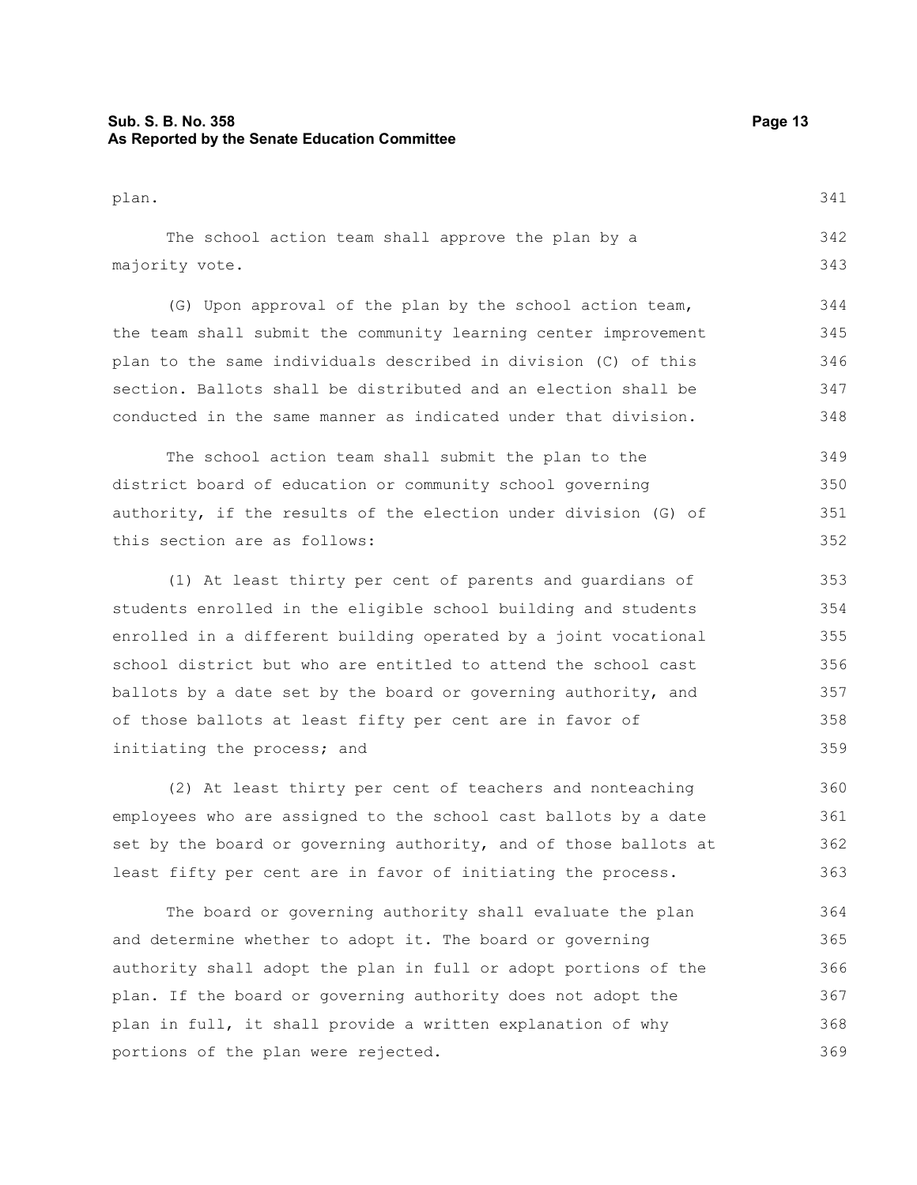plan.

The school action team shall approve the plan by a majority vote.

(G) Upon approval of the plan by the school action team, the team shall submit the community learning center improvement plan to the same individuals described in division (C) of this section. Ballots shall be distributed and an election shall be conducted in the same manner as indicated under that division.

The school action team shall submit the plan to the district board of education or community school governing authority, if the results of the election under division (G) of this section are as follows:

(1) At least thirty per cent of parents and guardians of students enrolled in the eligible school building and students enrolled in a different building operated by a joint vocational school district but who are entitled to attend the school cast ballots by a date set by the board or governing authority, and of those ballots at least fifty per cent are in favor of initiating the process; and

(2) At least thirty per cent of teachers and nonteaching employees who are assigned to the school cast ballots by a date set by the board or governing authority, and of those ballots at least fifty per cent are in favor of initiating the process.

The board or governing authority shall evaluate the plan and determine whether to adopt it. The board or governing authority shall adopt the plan in full or adopt portions of the plan. If the board or governing authority does not adopt the plan in full, it shall provide a written explanation of why portions of the plan were rejected.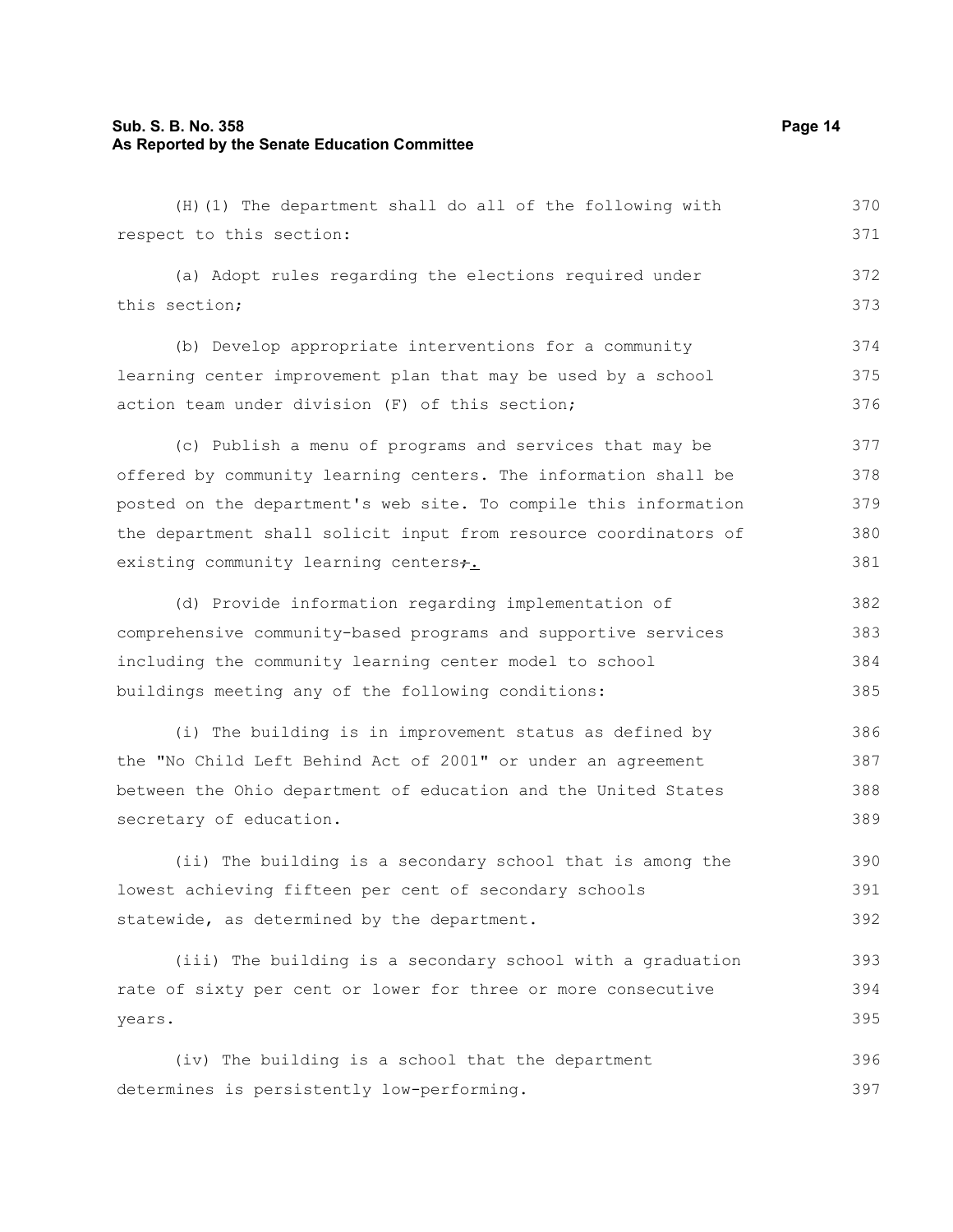(H)(1) The department shall do all of the following with respect to this section:

(a) Adopt rules regarding the elections required under this section;

(b) Develop appropriate interventions for a community learning center improvement plan that may be used by a school action team under division (F) of this section;

(c) Publish a menu of programs and services that may be offered by community learning centers. The information shall be posted on the department's web site. To compile this information the department shall solicit input from resource coordinators of existing community learning centers~~;~~.

(d) Provide information regarding implementation of comprehensive community-based programs and supportive services including the community learning center model to school buildings meeting any of the following conditions:

(i) The building is in improvement status as defined by the "No Child Left Behind Act of 2001" or under an agreement between the Ohio department of education and the United States secretary of education.

(ii) The building is a secondary school that is among the lowest achieving fifteen per cent of secondary schools statewide, as determined by the department.

(iii) The building is a secondary school with a graduation rate of sixty per cent or lower for three or more consecutive years.

(iv) The building is a school that the department determines is persistently low-performing.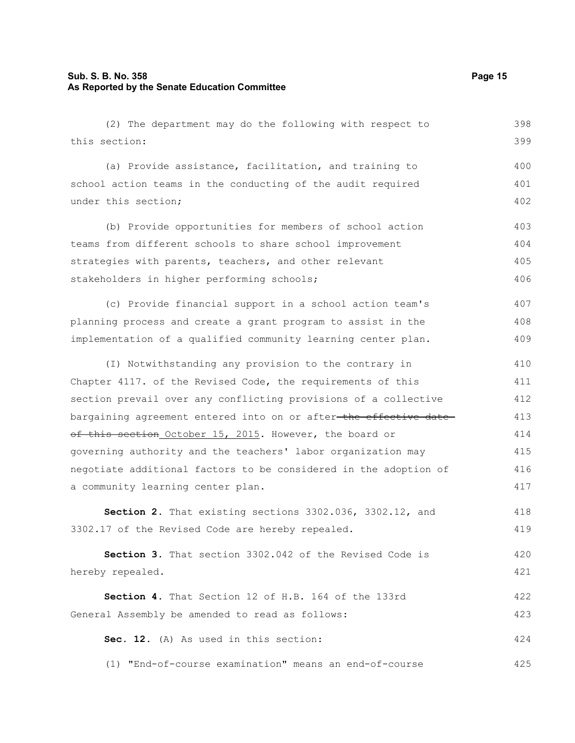(2) The department may do the following with respect to this section:

(a) Provide assistance, facilitation, and training to school action teams in the conducting of the audit required under this section;

(b) Provide opportunities for members of school action teams from different schools to share school improvement strategies with parents, teachers, and other relevant stakeholders in higher performing schools;

(c) Provide financial support in a school action team's planning process and create a grant program to assist in the implementation of a qualified community learning center plan.

(I) Notwithstanding any provision to the contrary in Chapter 4117. of the Revised Code, the requirements of this section prevail over any conflicting provisions of a collective bargaining agreement entered into on or after ~~the effective date of this section~~ October 15, 2015. However, the board or governing authority and the teachers' labor organization may negotiate additional factors to be considered in the adoption of a community learning center plan.

**Section 2.** That existing sections 3302.036, 3302.12, and 3302.17 of the Revised Code are hereby repealed.

**Section 3.** That section 3302.042 of the Revised Code is hereby repealed.

**Section 4.** That Section 12 of H.B. 164 of the 133rd General Assembly be amended to read as follows:

**Sec. 12.** (A) As used in this section:

(1) "End-of-course examination" means an end-of-course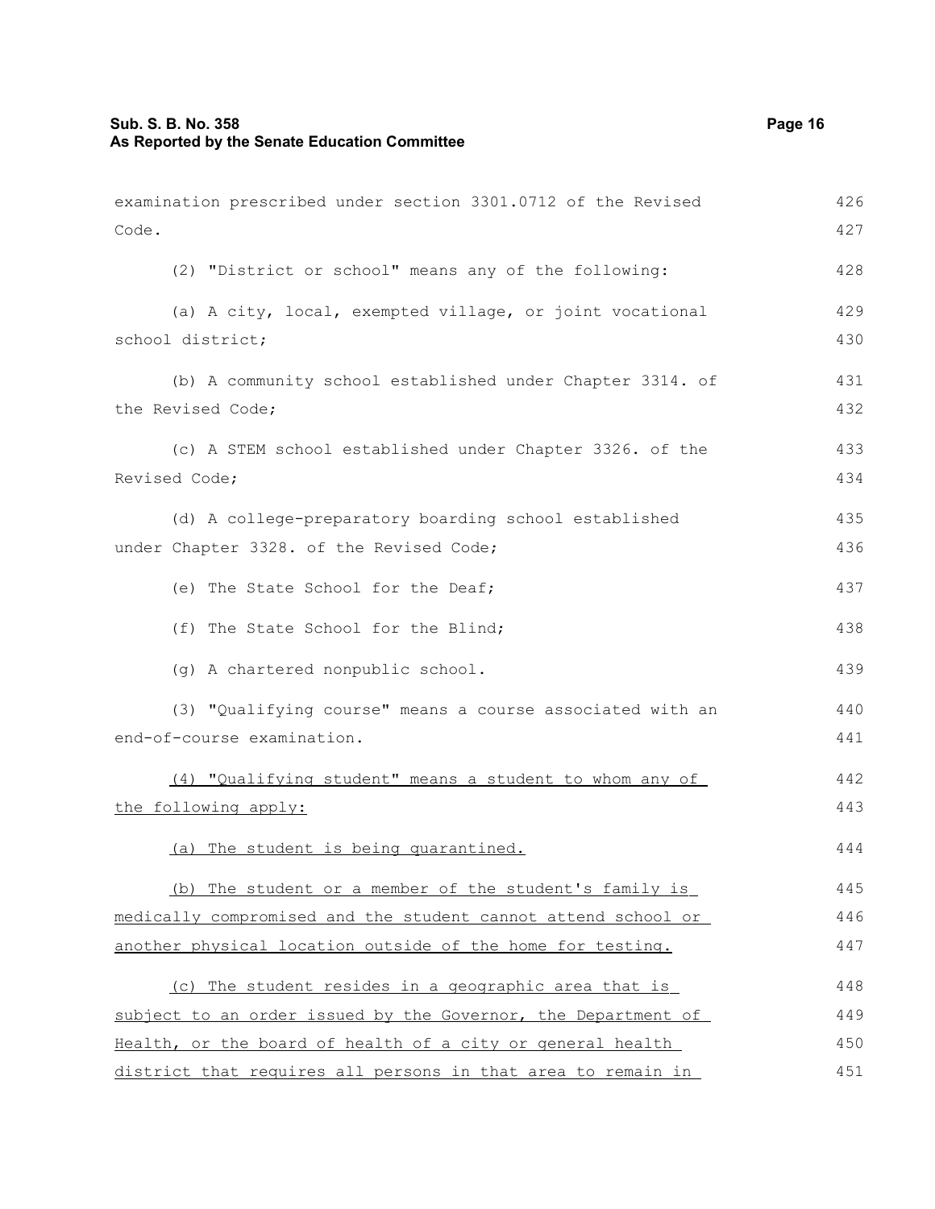examination prescribed under section 3301.0712 of the Revised Code.

(2) "District or school" means any of the following:

(a) A city, local, exempted village, or joint vocational school district;

(b) A community school established under Chapter 3314. of the Revised Code;

(c) A STEM school established under Chapter 3326. of the Revised Code;

(d) A college-preparatory boarding school established under Chapter 3328. of the Revised Code;

(e) The State School for the Deaf;

(f) The State School for the Blind;

(g) A chartered nonpublic school.

(3) "Qualifying course" means a course associated with an end-of-course examination.

<u>(4) "Qualifying student" means a student to whom any of the following apply:</u>

<u>(a) The student is being quarantined.</u>

<u>(b) The student or a member of the student's family is medically compromised and the student cannot attend school or another physical location outside of the home for testing.</u>

<u>(c) The student resides in a geographic area that is subject to an order issued by the Governor, the Department of Health, or the board of health of a city or general health district that requires all persons in that area to remain in</u>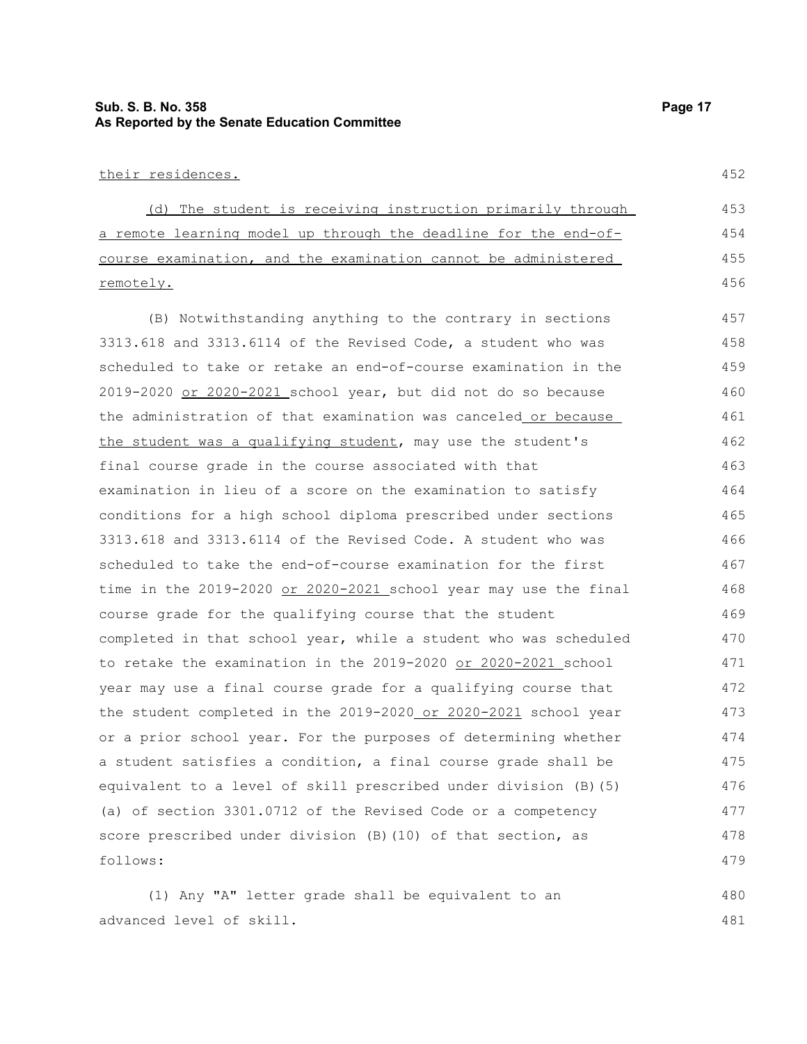their residences.

(d) The student is receiving instruction primarily through a remote learning model up through the deadline for the end-of-course examination, and the examination cannot be administered remotely.

(B) Notwithstanding anything to the contrary in sections 3313.618 and 3313.6114 of the Revised Code, a student who was scheduled to take or retake an end-of-course examination in the 2019-2020 or 2020-2021 school year, but did not do so because the administration of that examination was canceled or because the student was a qualifying student, may use the student's final course grade in the course associated with that examination in lieu of a score on the examination to satisfy conditions for a high school diploma prescribed under sections 3313.618 and 3313.6114 of the Revised Code. A student who was scheduled to take the end-of-course examination for the first time in the 2019-2020 or 2020-2021 school year may use the final course grade for the qualifying course that the student completed in that school year, while a student who was scheduled to retake the examination in the 2019-2020 or 2020-2021 school year may use a final course grade for a qualifying course that the student completed in the 2019-2020 or 2020-2021 school year or a prior school year. For the purposes of determining whether a student satisfies a condition, a final course grade shall be equivalent to a level of skill prescribed under division (B)(5)(a) of section 3301.0712 of the Revised Code or a competency score prescribed under division (B)(10) of that section, as follows:

(1) Any "A" letter grade shall be equivalent to an advanced level of skill.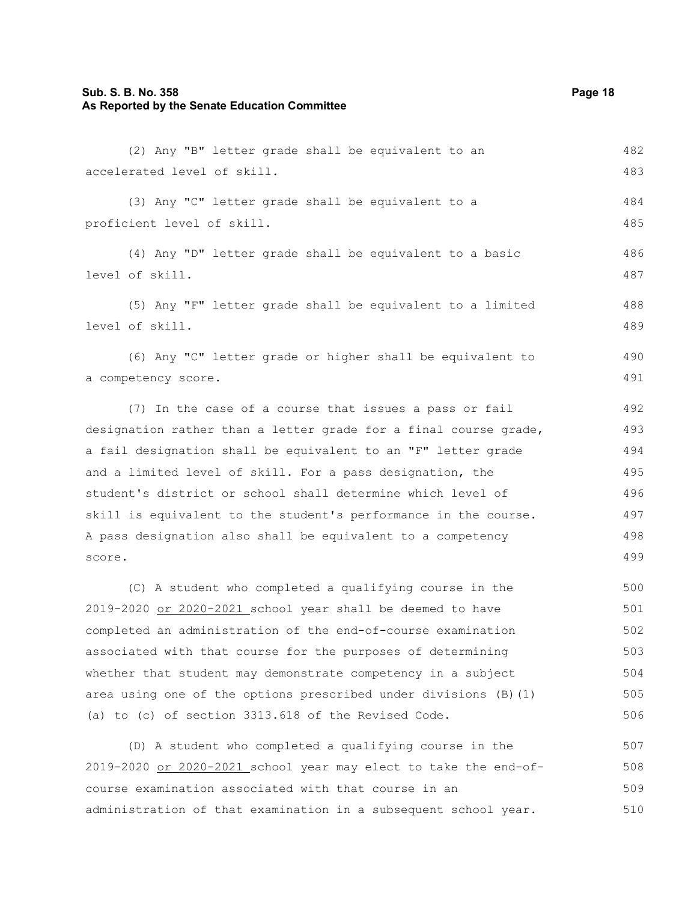(2) Any "B" letter grade shall be equivalent to an accelerated level of skill.

(3) Any "C" letter grade shall be equivalent to a proficient level of skill.

(4) Any "D" letter grade shall be equivalent to a basic level of skill.

(5) Any "F" letter grade shall be equivalent to a limited level of skill.

(6) Any "C" letter grade or higher shall be equivalent to a competency score.

(7) In the case of a course that issues a pass or fail designation rather than a letter grade for a final course grade, a fail designation shall be equivalent to an "F" letter grade and a limited level of skill. For a pass designation, the student's district or school shall determine which level of skill is equivalent to the student's performance in the course. A pass designation also shall be equivalent to a competency score.

(C) A student who completed a qualifying course in the 2019-2020 <u>or 2020-2021</u> school year shall be deemed to have completed an administration of the end-of-course examination associated with that course for the purposes of determining whether that student may demonstrate competency in a subject area using one of the options prescribed under divisions (B)(1)(a) to (c) of section 3313.618 of the Revised Code.

(D) A student who completed a qualifying course in the 2019-2020 <u>or 2020-2021</u> school year may elect to take the end-of-course examination associated with that course in an administration of that examination in a subsequent school year.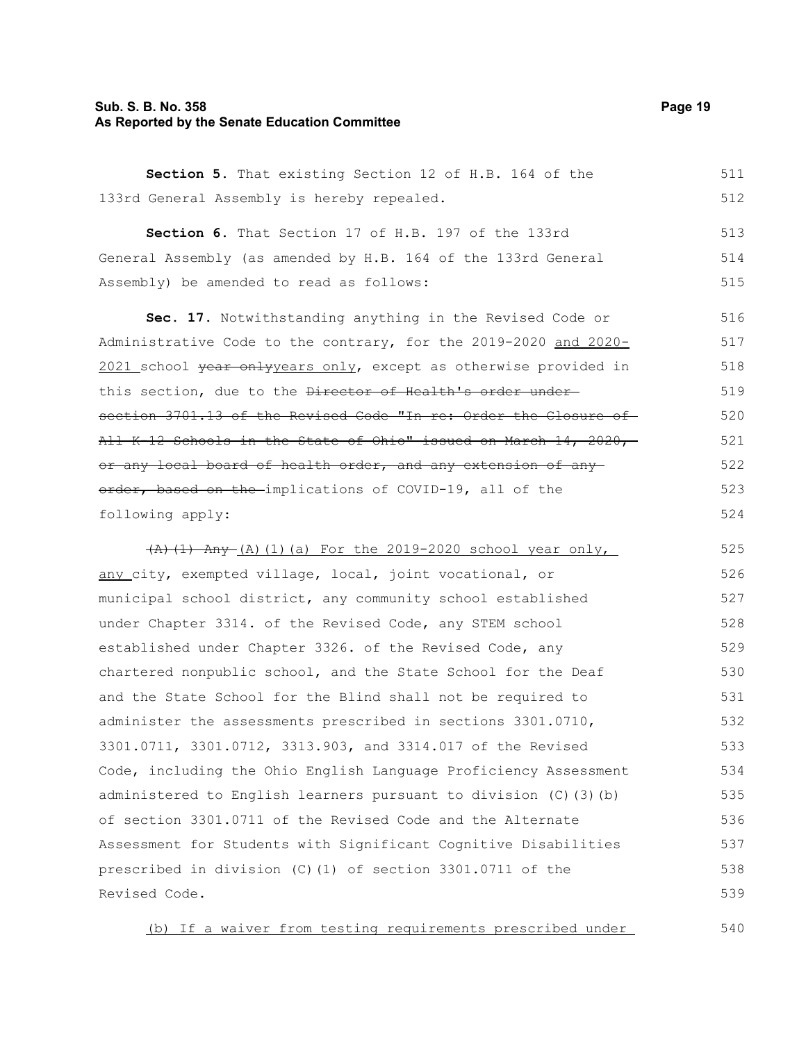**Section 5.** That existing Section 12 of H.B. 164 of the 133rd General Assembly is hereby repealed.

**Section 6.** That Section 17 of H.B. 197 of the 133rd General Assembly (as amended by H.B. 164 of the 133rd General Assembly) be amended to read as follows:

**Sec. 17.** Notwithstanding anything in the Revised Code or Administrative Code to the contrary, for the 2019-2020 and 2020-2021 school ~~year only~~years only, except as otherwise provided in this section, due to the ~~Director of Health's order under section 3701.13 of the Revised Code "In re: Order the Closure of All K-12 Schools in the State of Ohio" issued on March 14, 2020, or any local board of health order, and any extension of any order, based on the~~ implications of COVID-19, all of the following apply:

~~(A)(1) Any~~ (A)(1)(a) For the 2019-2020 school year only, any city, exempted village, local, joint vocational, or municipal school district, any community school established under Chapter 3314. of the Revised Code, any STEM school established under Chapter 3326. of the Revised Code, any chartered nonpublic school, and the State School for the Deaf and the State School for the Blind shall not be required to administer the assessments prescribed in sections 3301.0710, 3301.0711, 3301.0712, 3313.903, and 3314.017 of the Revised Code, including the Ohio English Language Proficiency Assessment administered to English learners pursuant to division (C)(3)(b) of section 3301.0711 of the Revised Code and the Alternate Assessment for Students with Significant Cognitive Disabilities prescribed in division (C)(1) of section 3301.0711 of the Revised Code.

(b) If a waiver from testing requirements prescribed under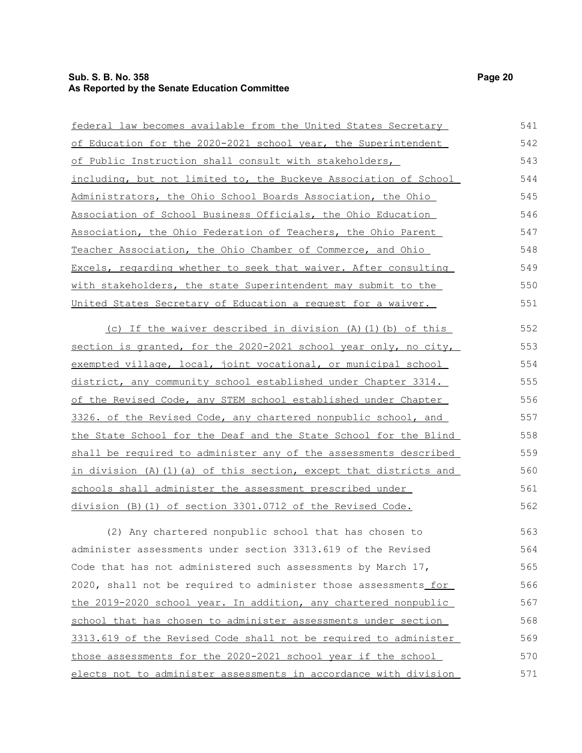federal law becomes available from the United States Secretary of Education for the 2020-2021 school year, the Superintendent of Public Instruction shall consult with stakeholders, including, but not limited to, the Buckeye Association of School Administrators, the Ohio School Boards Association, the Ohio Association of School Business Officials, the Ohio Education Association, the Ohio Federation of Teachers, the Ohio Parent Teacher Association, the Ohio Chamber of Commerce, and Ohio Excels, regarding whether to seek that waiver. After consulting with stakeholders, the state Superintendent may submit to the United States Secretary of Education a request for a waiver.

(c) If the waiver described in division (A)(1)(b) of this section is granted, for the 2020-2021 school year only, no city, exempted village, local, joint vocational, or municipal school district, any community school established under Chapter 3314. of the Revised Code, any STEM school established under Chapter 3326. of the Revised Code, any chartered nonpublic school, and the State School for the Deaf and the State School for the Blind shall be required to administer any of the assessments described in division (A)(1)(a) of this section, except that districts and schools shall administer the assessment prescribed under division (B)(1) of section 3301.0712 of the Revised Code.

(2) Any chartered nonpublic school that has chosen to administer assessments under section 3313.619 of the Revised Code that has not administered such assessments by March 17, 2020, shall not be required to administer those assessments for the 2019-2020 school year. In addition, any chartered nonpublic school that has chosen to administer assessments under section 3313.619 of the Revised Code shall not be required to administer those assessments for the 2020-2021 school year if the school elects not to administer assessments in accordance with division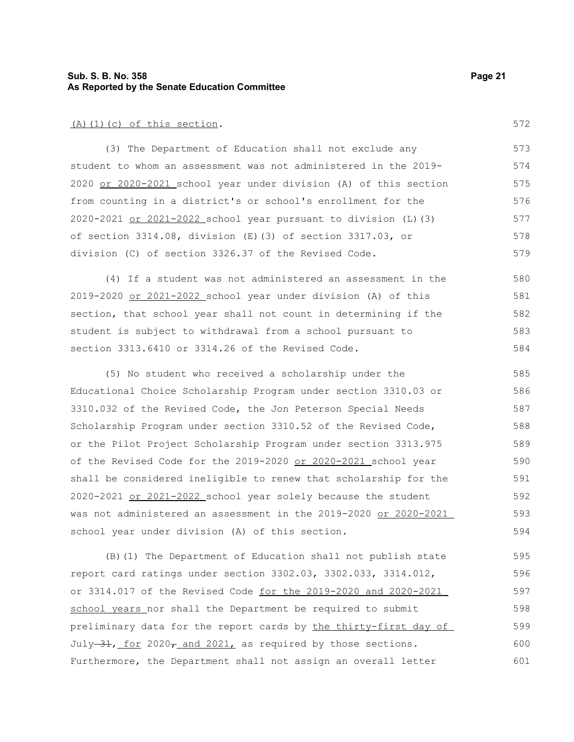(A)(1)(c) of this section.

(3) The Department of Education shall not exclude any student to whom an assessment was not administered in the 2019-2020 or 2020-2021 school year under division (A) of this section from counting in a district's or school's enrollment for the 2020-2021 or 2021-2022 school year pursuant to division (L)(3) of section 3314.08, division (E)(3) of section 3317.03, or division (C) of section 3326.37 of the Revised Code.

(4) If a student was not administered an assessment in the 2019-2020 or 2021-2022 school year under division (A) of this section, that school year shall not count in determining if the student is subject to withdrawal from a school pursuant to section 3313.6410 or 3314.26 of the Revised Code.

(5) No student who received a scholarship under the Educational Choice Scholarship Program under section 3310.03 or 3310.032 of the Revised Code, the Jon Peterson Special Needs Scholarship Program under section 3310.52 of the Revised Code, or the Pilot Project Scholarship Program under section 3313.975 of the Revised Code for the 2019-2020 or 2020-2021 school year shall be considered ineligible to renew that scholarship for the 2020-2021 or 2021-2022 school year solely because the student was not administered an assessment in the 2019-2020 or 2020-2021 school year under division (A) of this section.

(B)(1) The Department of Education shall not publish state report card ratings under section 3302.03, 3302.033, 3314.012, or 3314.017 of the Revised Code for the 2019-2020 and 2020-2021 school years nor shall the Department be required to submit preliminary data for the report cards by the thirty-first day of July ~~31~~, for 2020~~,~~ and 2021, as required by those sections. Furthermore, the Department shall not assign an overall letter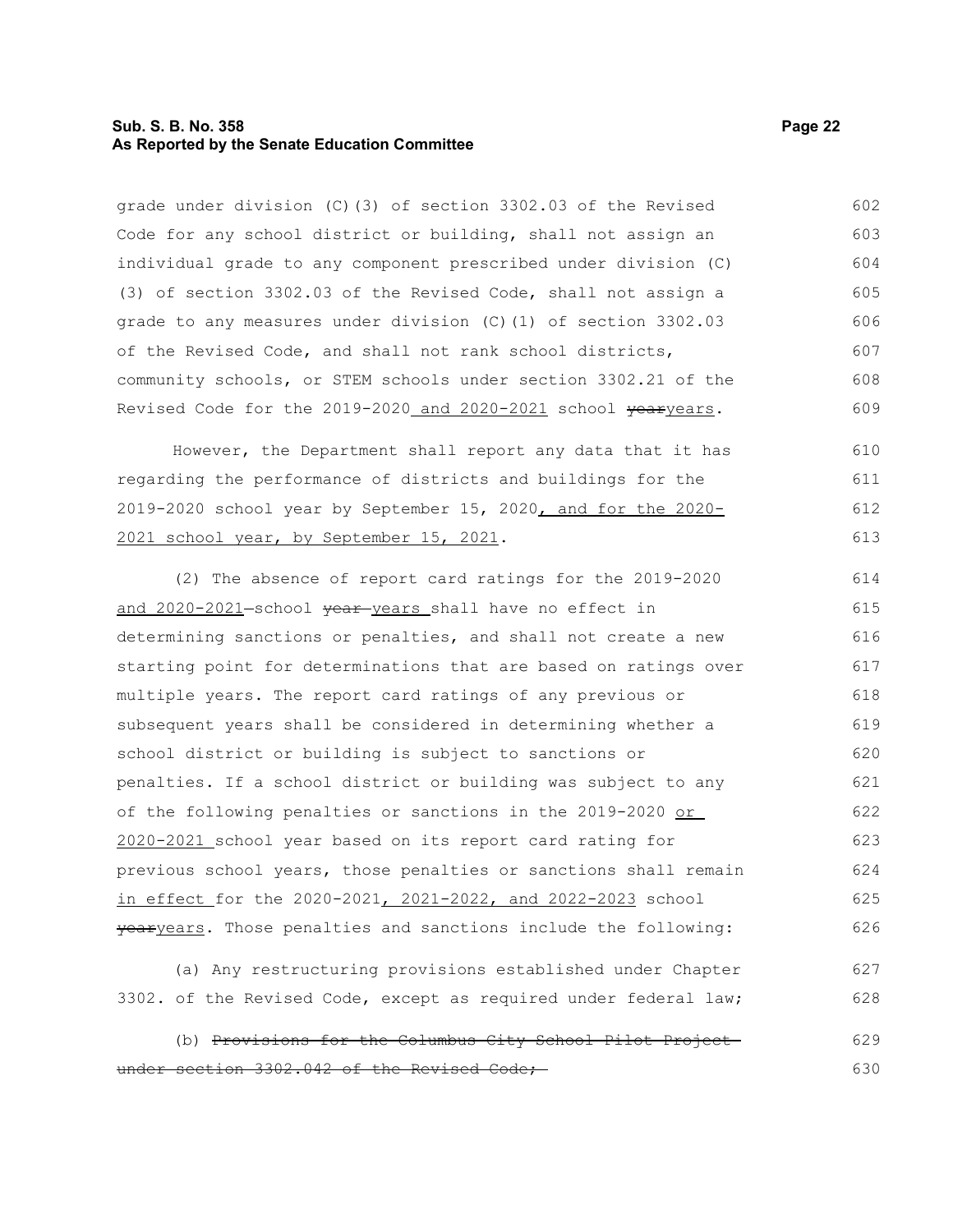grade under division (C)(3) of section 3302.03 of the Revised Code for any school district or building, shall not assign an individual grade to any component prescribed under division (C)(3) of section 3302.03 of the Revised Code, shall not assign a grade to any measures under division (C)(1) of section 3302.03 of the Revised Code, and shall not rank school districts, community schools, or STEM schools under section 3302.21 of the Revised Code for the 2019-2020 and 2020-2021 school ~~year~~years.

However, the Department shall report any data that it has regarding the performance of districts and buildings for the 2019-2020 school year by September 15, 2020, and for the 2020-2021 school year, by September 15, 2021.

(2) The absence of report card ratings for the 2019-2020 and 2020-2021 school ~~year~~ years shall have no effect in determining sanctions or penalties, and shall not create a new starting point for determinations that are based on ratings over multiple years. The report card ratings of any previous or subsequent years shall be considered in determining whether a school district or building is subject to sanctions or penalties. If a school district or building was subject to any of the following penalties or sanctions in the 2019-2020 or 2020-2021 school year based on its report card rating for previous school years, those penalties or sanctions shall remain in effect for the 2020-2021, 2021-2022, and 2022-2023 school ~~year~~years. Those penalties and sanctions include the following:

(a) Any restructuring provisions established under Chapter 3302. of the Revised Code, except as required under federal law;

(b) ~~Provisions for the Columbus City School Pilot Project under section 3302.042 of the Revised Code;~~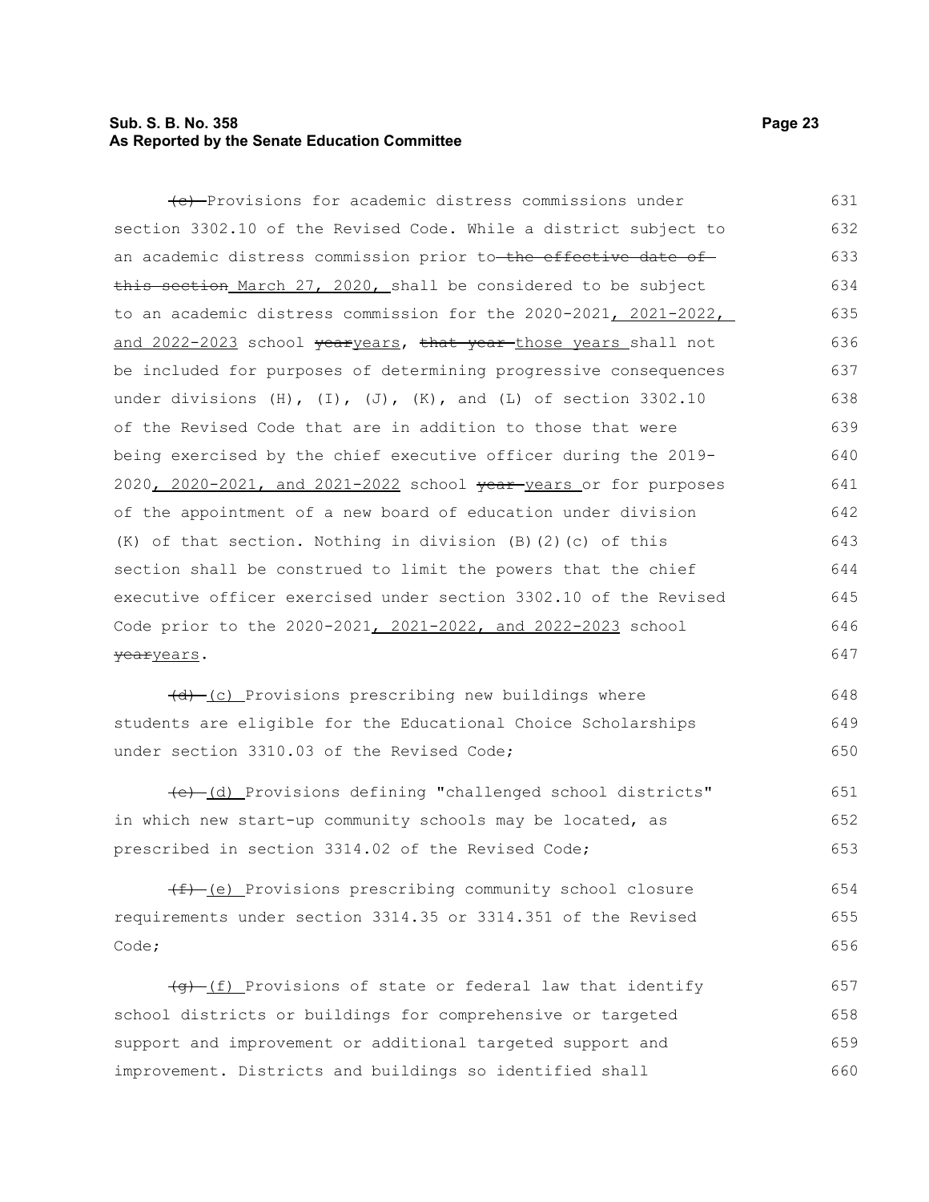~~(c)~~ Provisions for academic distress commissions under section 3302.10 of the Revised Code. While a district subject to an academic distress commission prior to ~~the effective date of this section~~ March 27, 2020, shall be considered to be subject to an academic distress commission for the 2020-2021, 2021-2022, and 2022-2023 school ~~year~~years, ~~that year~~ those years shall not be included for purposes of determining progressive consequences under divisions (H), (I), (J), (K), and (L) of section 3302.10 of the Revised Code that are in addition to those that were being exercised by the chief executive officer during the 2019-2020, 2020-2021, and 2021-2022 school ~~year~~ years or for purposes of the appointment of a new board of education under division (K) of that section. Nothing in division (B)(2)(c) of this section shall be construed to limit the powers that the chief executive officer exercised under section 3302.10 of the Revised Code prior to the 2020-2021, 2021-2022, and 2022-2023 school ~~year~~years.

~~(d)~~ (c) Provisions prescribing new buildings where students are eligible for the Educational Choice Scholarships under section 3310.03 of the Revised Code;

~~(e)~~ (d) Provisions defining "challenged school districts" in which new start-up community schools may be located, as prescribed in section 3314.02 of the Revised Code;

~~(f)~~ (e) Provisions prescribing community school closure requirements under section 3314.35 or 3314.351 of the Revised Code;

~~(g)~~ (f) Provisions of state or federal law that identify school districts or buildings for comprehensive or targeted support and improvement or additional targeted support and improvement. Districts and buildings so identified shall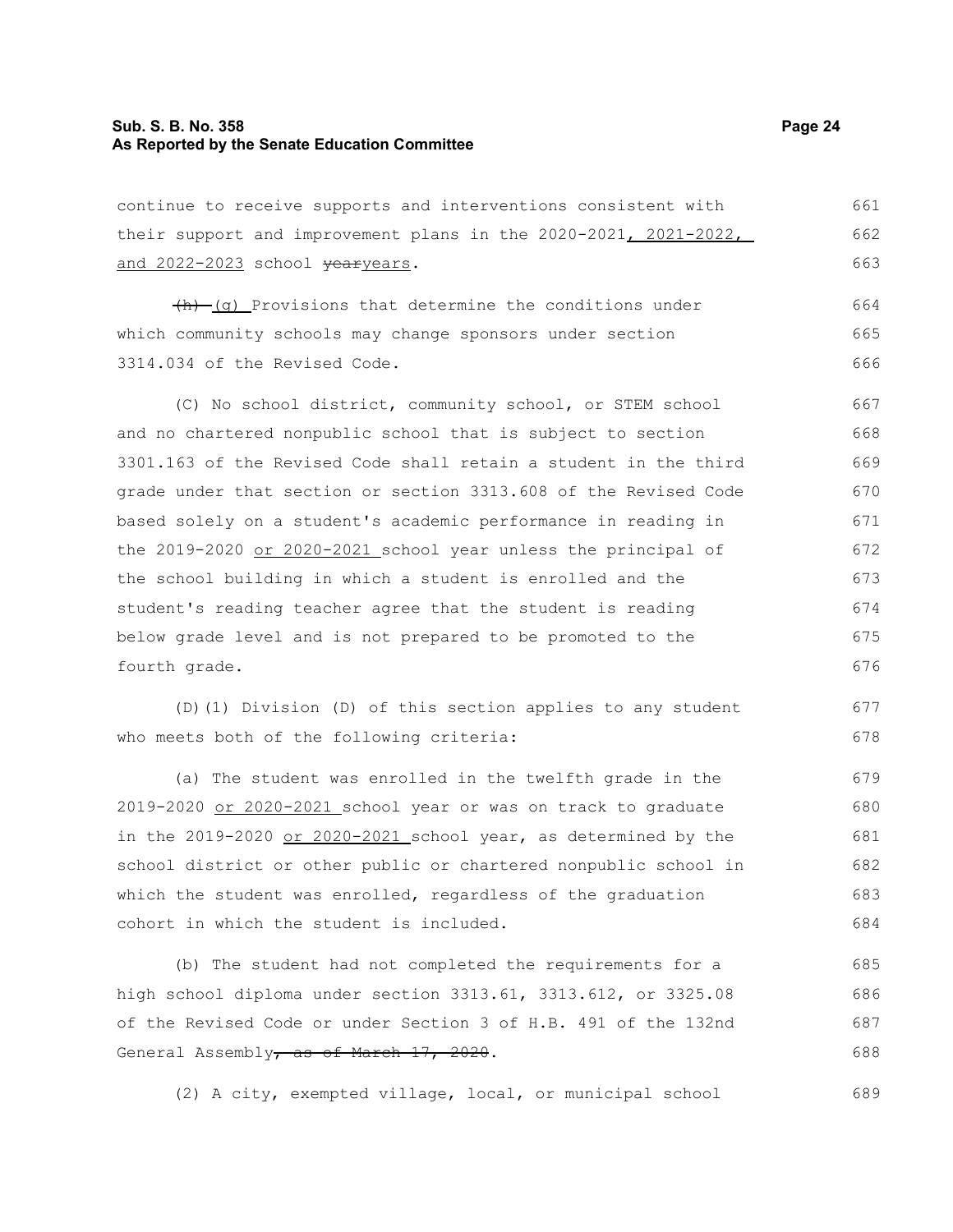continue to receive supports and interventions consistent with their support and improvement plans in the 2020-2021, 2021-2022, and 2022-2023 school ~~year~~years.

~~(h)~~ (g) Provisions that determine the conditions under which community schools may change sponsors under section 3314.034 of the Revised Code.

(C) No school district, community school, or STEM school and no chartered nonpublic school that is subject to section 3301.163 of the Revised Code shall retain a student in the third grade under that section or section 3313.608 of the Revised Code based solely on a student's academic performance in reading in the 2019-2020 or 2020-2021 school year unless the principal of the school building in which a student is enrolled and the student's reading teacher agree that the student is reading below grade level and is not prepared to be promoted to the fourth grade.

(D)(1) Division (D) of this section applies to any student who meets both of the following criteria:

(a) The student was enrolled in the twelfth grade in the 2019-2020 or 2020-2021 school year or was on track to graduate in the 2019-2020 or 2020-2021 school year, as determined by the school district or other public or chartered nonpublic school in which the student was enrolled, regardless of the graduation cohort in which the student is included.

(b) The student had not completed the requirements for a high school diploma under section 3313.61, 3313.612, or 3325.08 of the Revised Code or under Section 3 of H.B. 491 of the 132nd General Assembly~~, as of March 17, 2020~~.

(2) A city, exempted village, local, or municipal school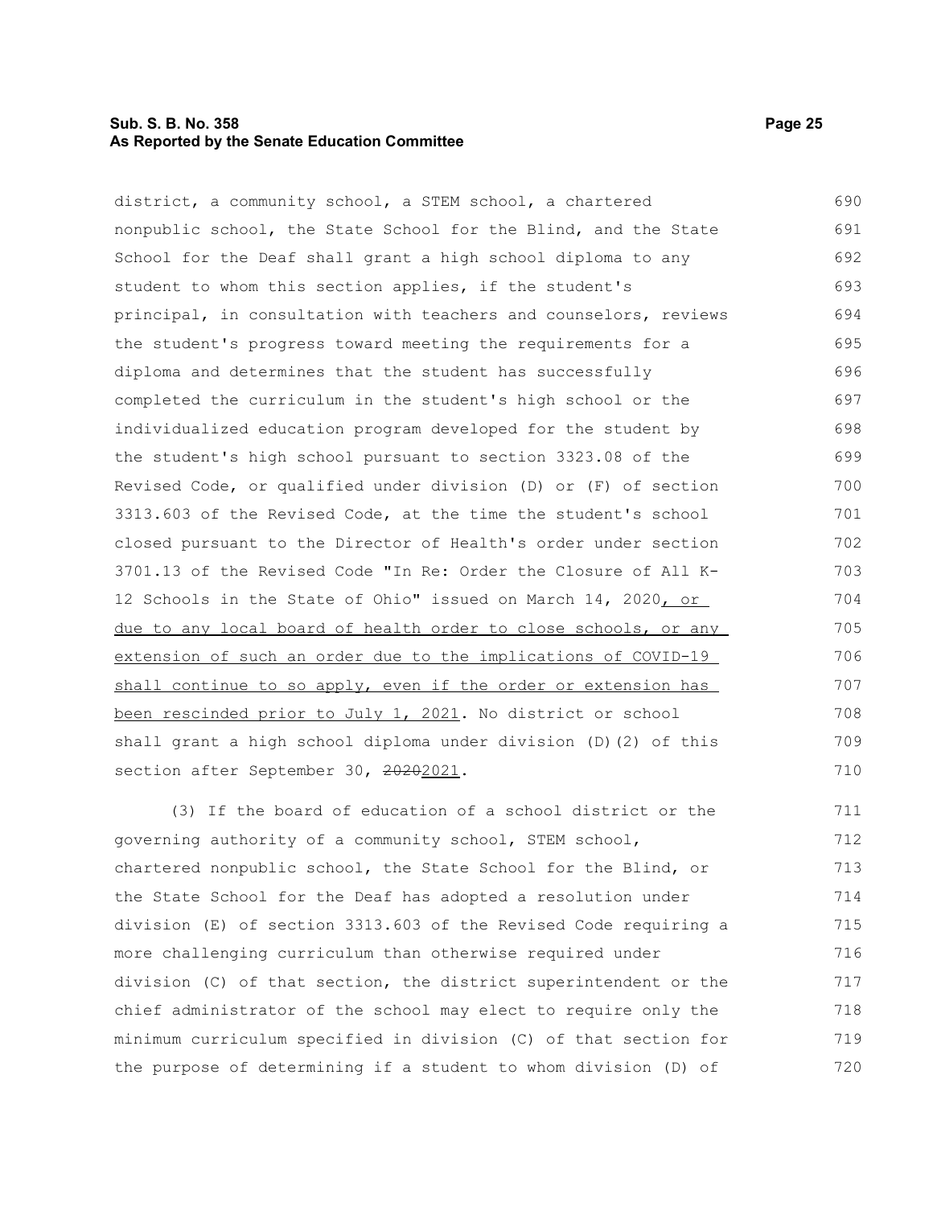district, a community school, a STEM school, a chartered nonpublic school, the State School for the Blind, and the State School for the Deaf shall grant a high school diploma to any student to whom this section applies, if the student's principal, in consultation with teachers and counselors, reviews the student's progress toward meeting the requirements for a diploma and determines that the student has successfully completed the curriculum in the student's high school or the individualized education program developed for the student by the student's high school pursuant to section 3323.08 of the Revised Code, or qualified under division (D) or (F) of section 3313.603 of the Revised Code, at the time the student's school closed pursuant to the Director of Health's order under section 3701.13 of the Revised Code "In Re: Order the Closure of All K-12 Schools in the State of Ohio" issued on March 14, 2020, or due to any local board of health order to close schools, or any extension of such an order due to the implications of COVID-19 shall continue to so apply, even if the order or extension has been rescinded prior to July 1, 2021. No district or school shall grant a high school diploma under division (D)(2) of this section after September 30, ~~2020~~2021.

(3) If the board of education of a school district or the governing authority of a community school, STEM school, chartered nonpublic school, the State School for the Blind, or the State School for the Deaf has adopted a resolution under division (E) of section 3313.603 of the Revised Code requiring a more challenging curriculum than otherwise required under division (C) of that section, the district superintendent or the chief administrator of the school may elect to require only the minimum curriculum specified in division (C) of that section for the purpose of determining if a student to whom division (D) of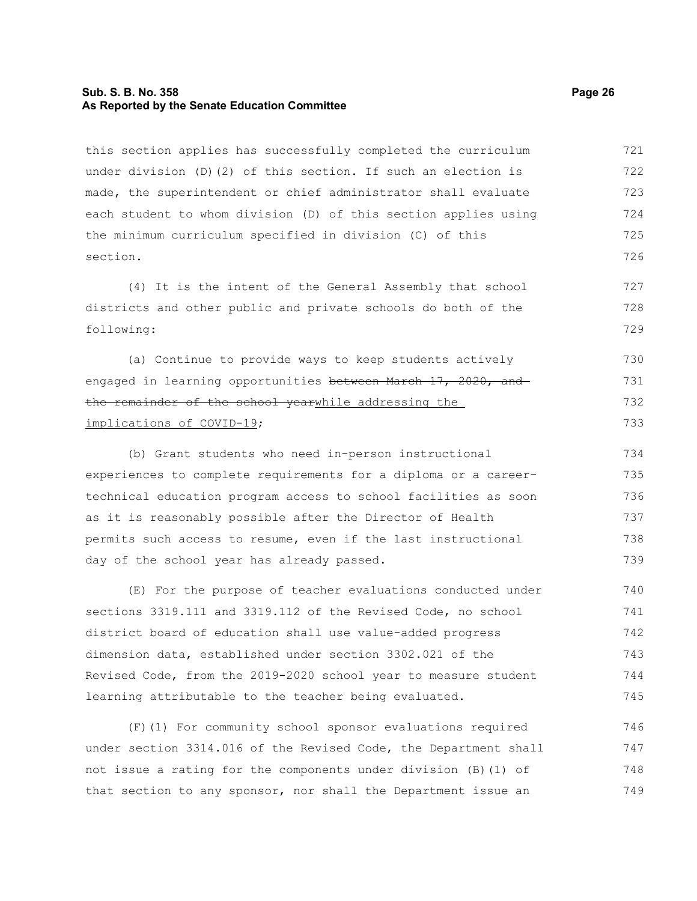this section applies has successfully completed the curriculum under division (D)(2) of this section. If such an election is made, the superintendent or chief administrator shall evaluate each student to whom division (D) of this section applies using the minimum curriculum specified in division (C) of this section.

(4) It is the intent of the General Assembly that school districts and other public and private schools do both of the following:

(a) Continue to provide ways to keep students actively engaged in learning opportunities ~~between March 17, 2020, and the remainder of the school year~~while addressing the implications of COVID-19;

(b) Grant students who need in-person instructional experiences to complete requirements for a diploma or a career-technical education program access to school facilities as soon as it is reasonably possible after the Director of Health permits such access to resume, even if the last instructional day of the school year has already passed.

(E) For the purpose of teacher evaluations conducted under sections 3319.111 and 3319.112 of the Revised Code, no school district board of education shall use value-added progress dimension data, established under section 3302.021 of the Revised Code, from the 2019-2020 school year to measure student learning attributable to the teacher being evaluated.

(F)(1) For community school sponsor evaluations required under section 3314.016 of the Revised Code, the Department shall not issue a rating for the components under division (B)(1) of that section to any sponsor, nor shall the Department issue an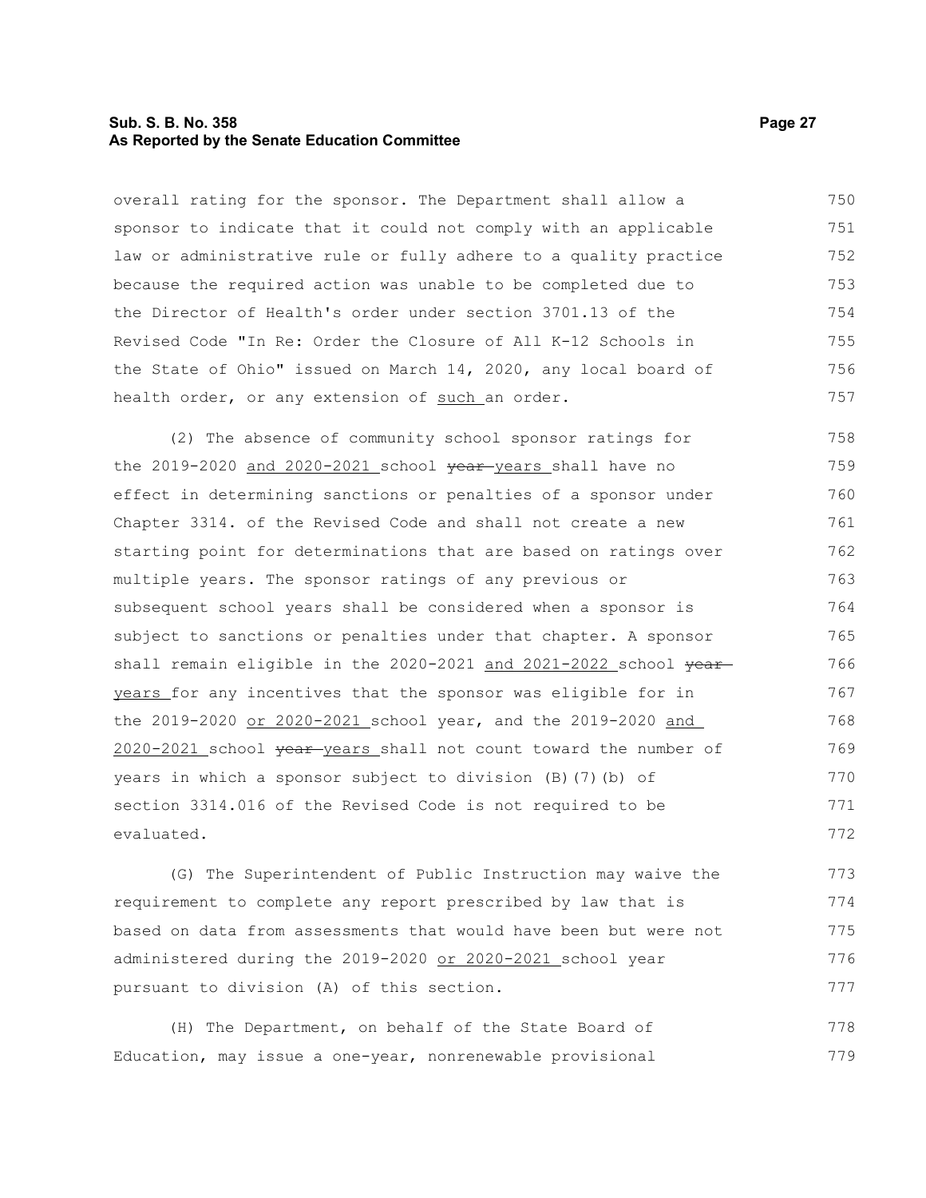overall rating for the sponsor. The Department shall allow a sponsor to indicate that it could not comply with an applicable law or administrative rule or fully adhere to a quality practice because the required action was unable to be completed due to the Director of Health's order under section 3701.13 of the Revised Code "In Re: Order the Closure of All K-12 Schools in the State of Ohio" issued on March 14, 2020, any local board of health order, or any extension of <u>such</u> an order.

(2) The absence of community school sponsor ratings for the 2019-2020 <u>and 2020-2021</u> school ~~year~~ <u>years</u> shall have no effect in determining sanctions or penalties of a sponsor under Chapter 3314. of the Revised Code and shall not create a new starting point for determinations that are based on ratings over multiple years. The sponsor ratings of any previous or subsequent school years shall be considered when a sponsor is subject to sanctions or penalties under that chapter. A sponsor shall remain eligible in the 2020-2021 <u>and 2021-2022</u> school ~~year~~ <u>years</u> for any incentives that the sponsor was eligible for in the 2019-2020 <u>or 2020-2021</u> school year, and the 2019-2020 <u>and 2020-2021</u> school ~~year~~ <u>years</u> shall not count toward the number of years in which a sponsor subject to division (B)(7)(b) of section 3314.016 of the Revised Code is not required to be evaluated.

(G) The Superintendent of Public Instruction may waive the requirement to complete any report prescribed by law that is based on data from assessments that would have been but were not administered during the 2019-2020 <u>or 2020-2021</u> school year pursuant to division (A) of this section.

(H) The Department, on behalf of the State Board of Education, may issue a one-year, nonrenewable provisional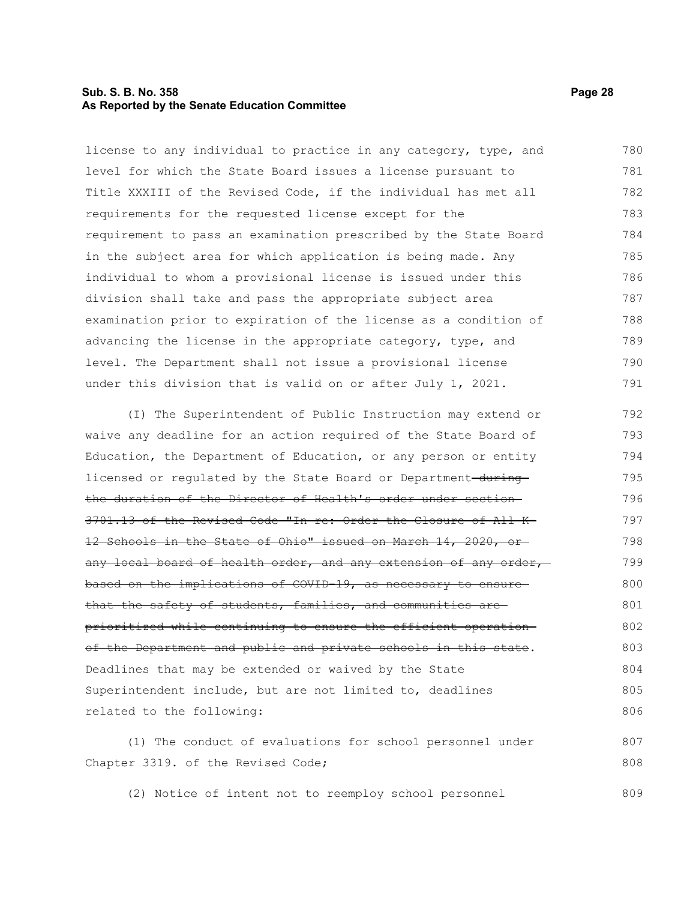license to any individual to practice in any category, type, and level for which the State Board issues a license pursuant to Title XXXIII of the Revised Code, if the individual has met all requirements for the requested license except for the requirement to pass an examination prescribed by the State Board in the subject area for which application is being made. Any individual to whom a provisional license is issued under this division shall take and pass the appropriate subject area examination prior to expiration of the license as a condition of advancing the license in the appropriate category, type, and level. The Department shall not issue a provisional license under this division that is valid on or after July 1, 2021.

(I) The Superintendent of Public Instruction may extend or waive any deadline for an action required of the State Board of Education, the Department of Education, or any person or entity licensed or regulated by the State Board or Department~~ during the duration of the Director of Health's order under section 3701.13 of the Revised Code "In re: Order the Closure of All K-12 Schools in the State of Ohio" issued on March 14, 2020, or any local board of health order, and any extension of any order, based on the implications of COVID-19, as necessary to ensure that the safety of students, families, and communities are prioritized while continuing to ensure the efficient operation of the Department and public and private schools in this state~~. Deadlines that may be extended or waived by the State Superintendent include, but are not limited to, deadlines related to the following:

(1) The conduct of evaluations for school personnel under Chapter 3319. of the Revised Code;

(2) Notice of intent not to reemploy school personnel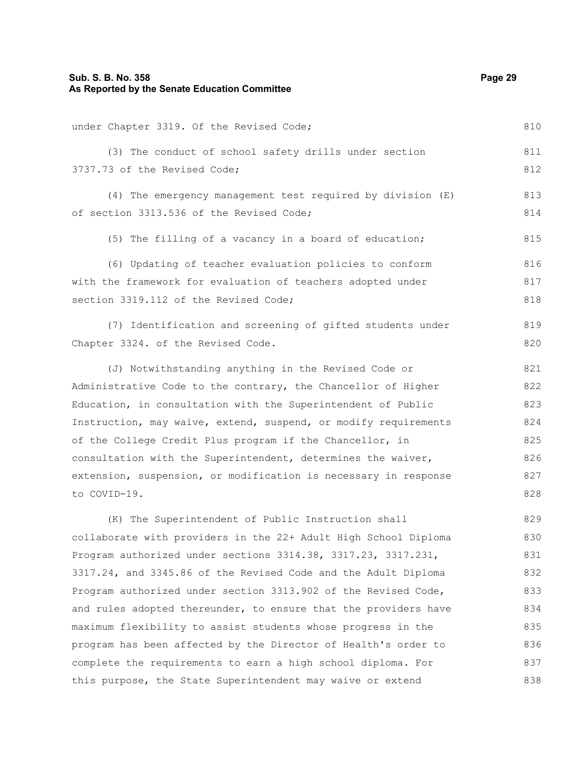under Chapter 3319. Of the Revised Code;

(3) The conduct of school safety drills under section 3737.73 of the Revised Code;

(4) The emergency management test required by division (E) of section 3313.536 of the Revised Code;

(5) The filling of a vacancy in a board of education;

(6) Updating of teacher evaluation policies to conform with the framework for evaluation of teachers adopted under section 3319.112 of the Revised Code;

(7) Identification and screening of gifted students under Chapter 3324. of the Revised Code.

(J) Notwithstanding anything in the Revised Code or Administrative Code to the contrary, the Chancellor of Higher Education, in consultation with the Superintendent of Public Instruction, may waive, extend, suspend, or modify requirements of the College Credit Plus program if the Chancellor, in consultation with the Superintendent, determines the waiver, extension, suspension, or modification is necessary in response to COVID-19.

(K) The Superintendent of Public Instruction shall collaborate with providers in the 22+ Adult High School Diploma Program authorized under sections 3314.38, 3317.23, 3317.231, 3317.24, and 3345.86 of the Revised Code and the Adult Diploma Program authorized under section 3313.902 of the Revised Code, and rules adopted thereunder, to ensure that the providers have maximum flexibility to assist students whose progress in the program has been affected by the Director of Health's order to complete the requirements to earn a high school diploma. For this purpose, the State Superintendent may waive or extend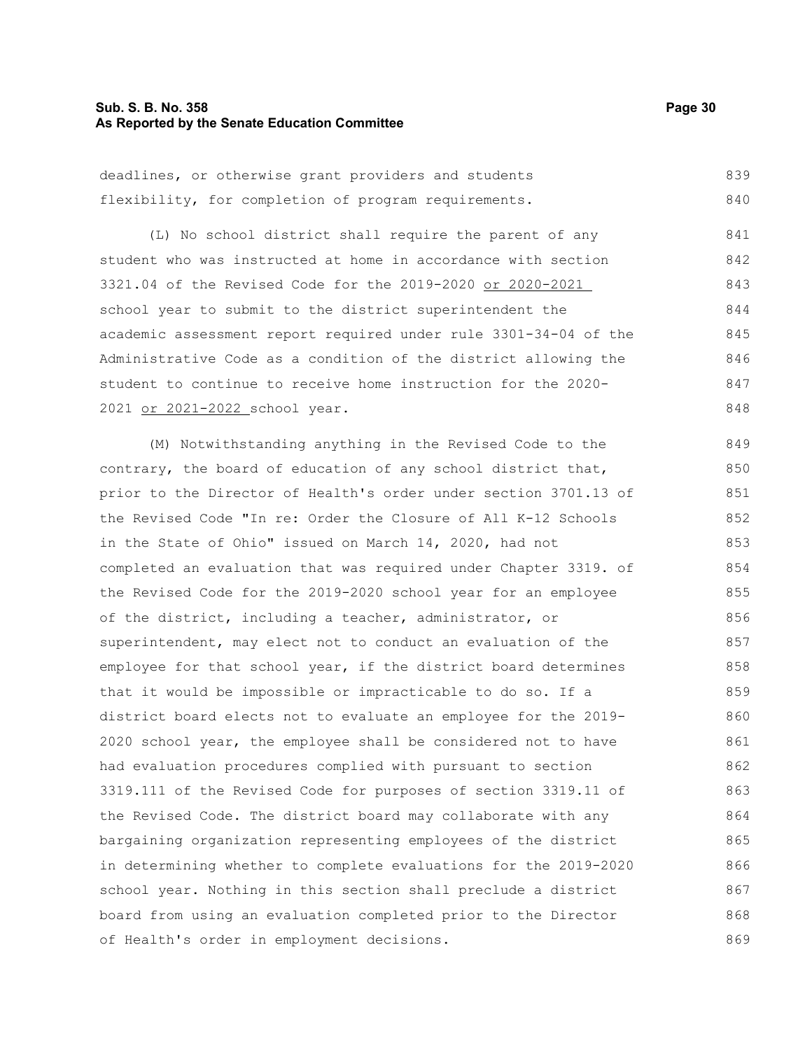deadlines, or otherwise grant providers and students flexibility, for completion of program requirements.

(L) No school district shall require the parent of any student who was instructed at home in accordance with section 3321.04 of the Revised Code for the 2019-2020 or 2020-2021 school year to submit to the district superintendent the academic assessment report required under rule 3301-34-04 of the Administrative Code as a condition of the district allowing the student to continue to receive home instruction for the 2020-2021 or 2021-2022 school year.

(M) Notwithstanding anything in the Revised Code to the contrary, the board of education of any school district that, prior to the Director of Health's order under section 3701.13 of the Revised Code "In re: Order the Closure of All K-12 Schools in the State of Ohio" issued on March 14, 2020, had not completed an evaluation that was required under Chapter 3319. of the Revised Code for the 2019-2020 school year for an employee of the district, including a teacher, administrator, or superintendent, may elect not to conduct an evaluation of the employee for that school year, if the district board determines that it would be impossible or impracticable to do so. If a district board elects not to evaluate an employee for the 2019-2020 school year, the employee shall be considered not to have had evaluation procedures complied with pursuant to section 3319.111 of the Revised Code for purposes of section 3319.11 of the Revised Code. The district board may collaborate with any bargaining organization representing employees of the district in determining whether to complete evaluations for the 2019-2020 school year. Nothing in this section shall preclude a district board from using an evaluation completed prior to the Director of Health's order in employment decisions.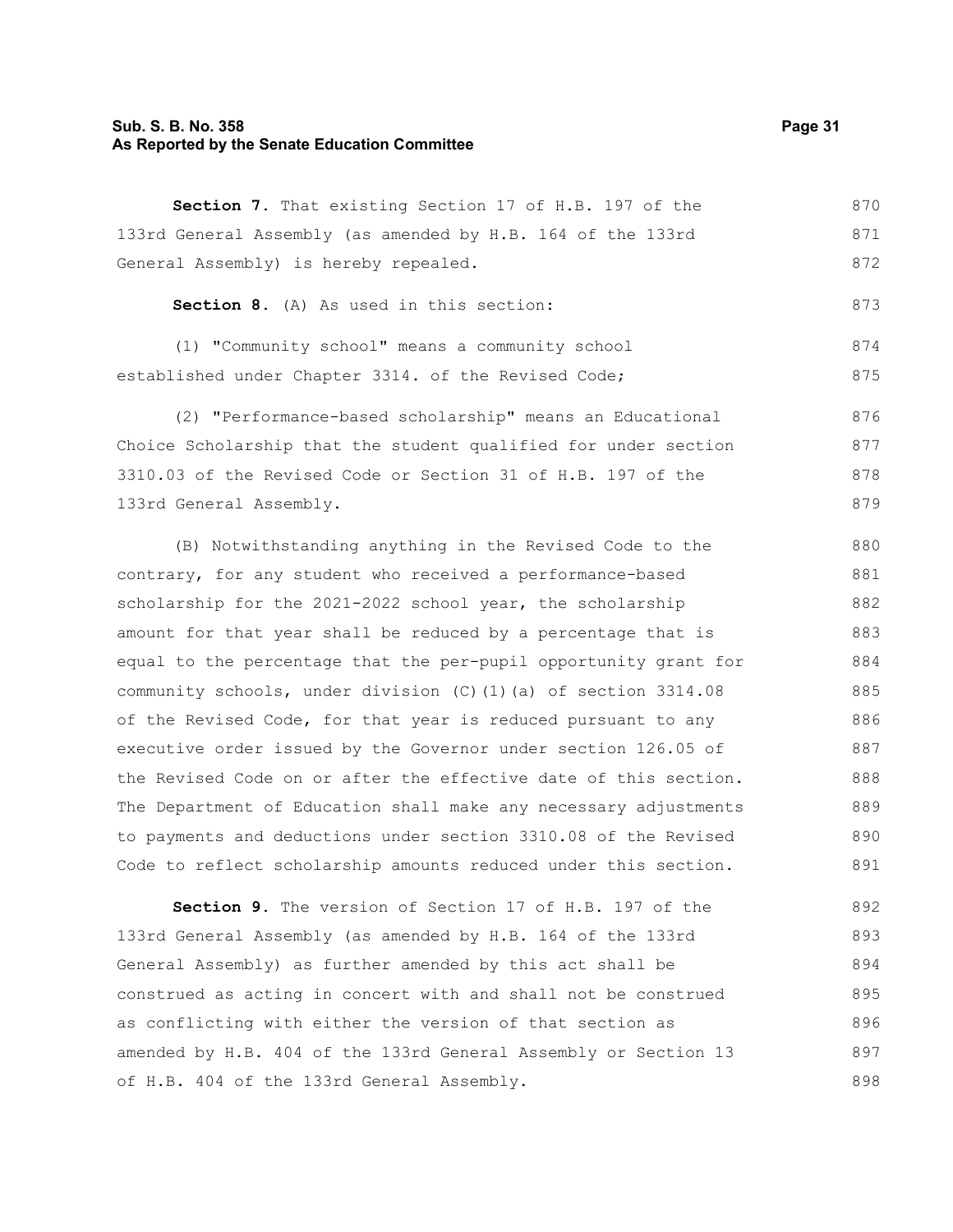**Section 7.** That existing Section 17 of H.B. 197 of the 133rd General Assembly (as amended by H.B. 164 of the 133rd General Assembly) is hereby repealed.

**Section 8.** (A) As used in this section:

(1) "Community school" means a community school established under Chapter 3314. of the Revised Code;

(2) "Performance-based scholarship" means an Educational Choice Scholarship that the student qualified for under section 3310.03 of the Revised Code or Section 31 of H.B. 197 of the 133rd General Assembly.

(B) Notwithstanding anything in the Revised Code to the contrary, for any student who received a performance-based scholarship for the 2021-2022 school year, the scholarship amount for that year shall be reduced by a percentage that is equal to the percentage that the per-pupil opportunity grant for community schools, under division (C)(1)(a) of section 3314.08 of the Revised Code, for that year is reduced pursuant to any executive order issued by the Governor under section 126.05 of the Revised Code on or after the effective date of this section. The Department of Education shall make any necessary adjustments to payments and deductions under section 3310.08 of the Revised Code to reflect scholarship amounts reduced under this section.

**Section 9.** The version of Section 17 of H.B. 197 of the 133rd General Assembly (as amended by H.B. 164 of the 133rd General Assembly) as further amended by this act shall be construed as acting in concert with and shall not be construed as conflicting with either the version of that section as amended by H.B. 404 of the 133rd General Assembly or Section 13 of H.B. 404 of the 133rd General Assembly.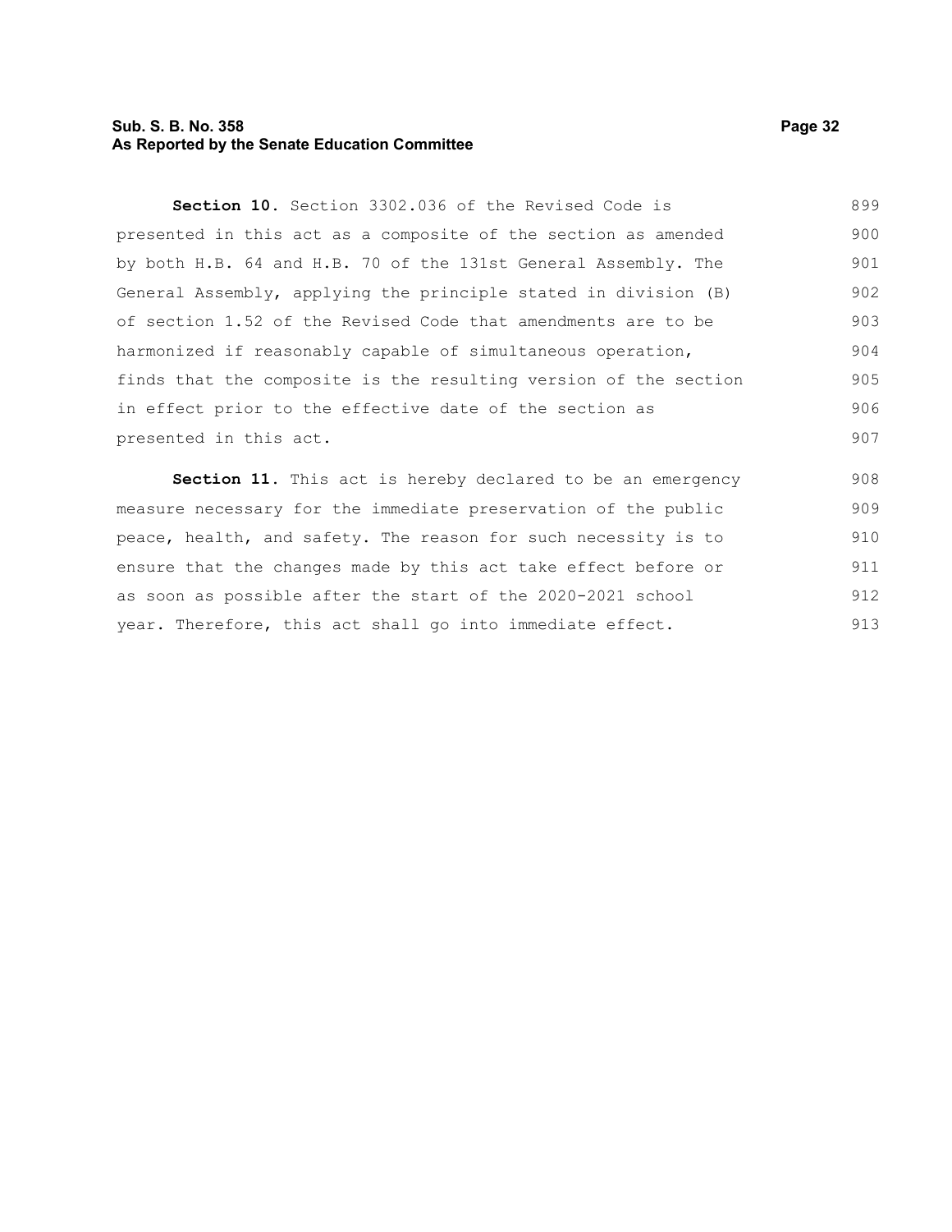**Section 10.** Section 3302.036 of the Revised Code is presented in this act as a composite of the section as amended by both H.B. 64 and H.B. 70 of the 131st General Assembly. The General Assembly, applying the principle stated in division (B) of section 1.52 of the Revised Code that amendments are to be harmonized if reasonably capable of simultaneous operation, finds that the composite is the resulting version of the section in effect prior to the effective date of the section as presented in this act.

**Section 11.** This act is hereby declared to be an emergency measure necessary for the immediate preservation of the public peace, health, and safety. The reason for such necessity is to ensure that the changes made by this act take effect before or as soon as possible after the start of the 2020-2021 school year. Therefore, this act shall go into immediate effect.